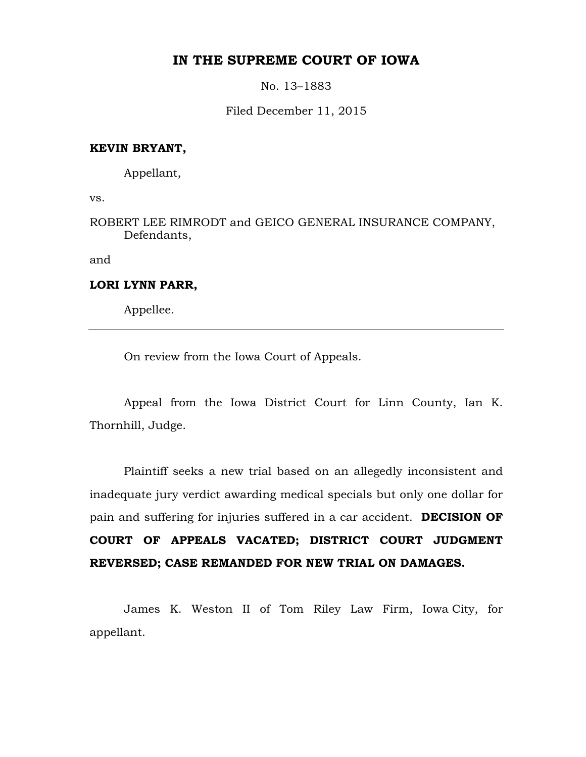# IN THE SUPREME COURT OF IOWA

No. 13–1883

Filed December 11, 2015

**KEVIN BRYANT,**

Appellant,

vs.

ROBERT LEE RIMRODT and GEICO GENERAL INSURANCE COMPANY,
Defendants,

and

**LORI LYNN PARR,**

Appellee.

---

On review from the Iowa Court of Appeals.

Appeal from the Iowa District Court for Linn County, Ian K. Thornhill, Judge.

Plaintiff seeks a new trial based on an allegedly inconsistent and inadequate jury verdict awarding medical specials but only one dollar for pain and suffering for injuries suffered in a car accident. **DECISION OF COURT OF APPEALS VACATED; DISTRICT COURT JUDGMENT REVERSED; CASE REMANDED FOR NEW TRIAL ON DAMAGES.**

James K. Weston II of Tom Riley Law Firm, Iowa City, for appellant.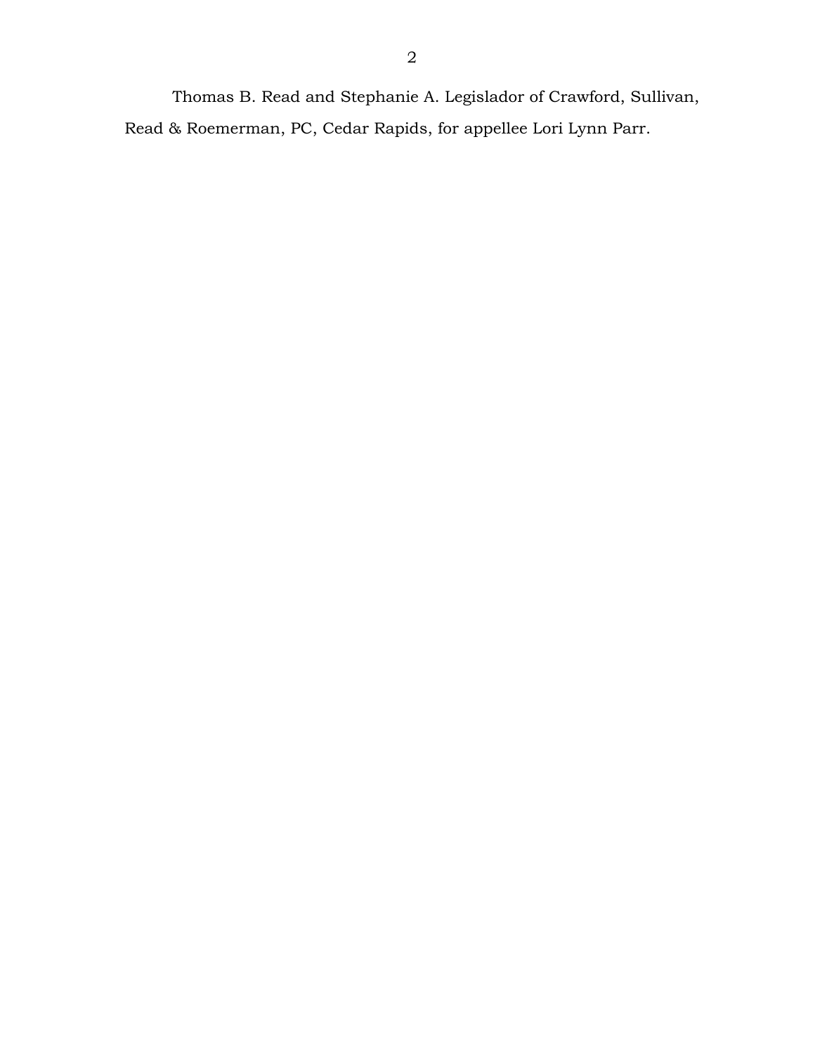Thomas B. Read and Stephanie A. Legislador of Crawford, Sullivan, Read & Roemerman, PC, Cedar Rapids, for appellee Lori Lynn Parr.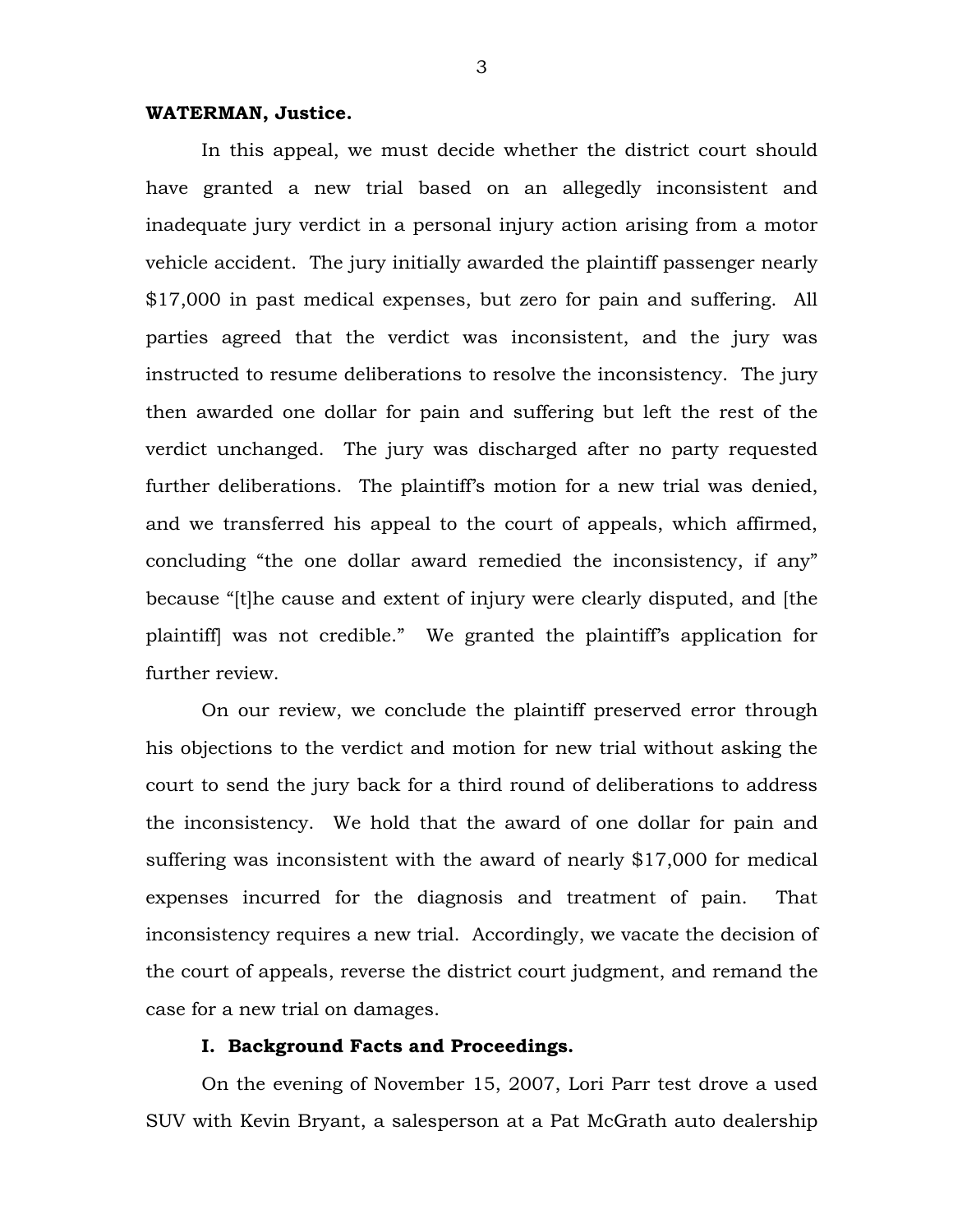**WATERMAN, Justice.**

In this appeal, we must decide whether the district court should have granted a new trial based on an allegedly inconsistent and inadequate jury verdict in a personal injury action arising from a motor vehicle accident. The jury initially awarded the plaintiff passenger nearly $17,000 in past medical expenses, but zero for pain and suffering. All parties agreed that the verdict was inconsistent, and the jury was instructed to resume deliberations to resolve the inconsistency. The jury then awarded one dollar for pain and suffering but left the rest of the verdict unchanged. The jury was discharged after no party requested further deliberations. The plaintiff's motion for a new trial was denied, and we transferred his appeal to the court of appeals, which affirmed, concluding "the one dollar award remedied the inconsistency, if any" because "[t]he cause and extent of injury were clearly disputed, and [the plaintiff] was not credible." We granted the plaintiff's application for further review.

On our review, we conclude the plaintiff preserved error through his objections to the verdict and motion for new trial without asking the court to send the jury back for a third round of deliberations to address the inconsistency. We hold that the award of one dollar for pain and suffering was inconsistent with the award of nearly $17,000 for medical expenses incurred for the diagnosis and treatment of pain. That inconsistency requires a new trial. Accordingly, we vacate the decision of the court of appeals, reverse the district court judgment, and remand the case for a new trial on damages.

## I. Background Facts and Proceedings.

On the evening of November 15, 2007, Lori Parr test drove a used SUV with Kevin Bryant, a salesperson at a Pat McGrath auto dealership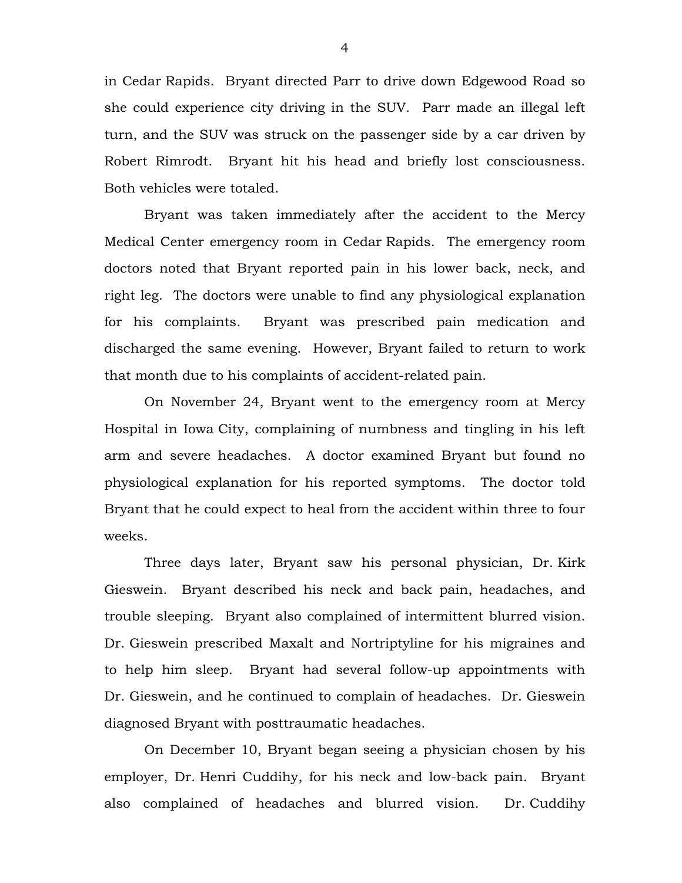in Cedar Rapids. Bryant directed Parr to drive down Edgewood Road so she could experience city driving in the SUV. Parr made an illegal left turn, and the SUV was struck on the passenger side by a car driven by Robert Rimrodt. Bryant hit his head and briefly lost consciousness. Both vehicles were totaled.

Bryant was taken immediately after the accident to the Mercy Medical Center emergency room in Cedar Rapids. The emergency room doctors noted that Bryant reported pain in his lower back, neck, and right leg. The doctors were unable to find any physiological explanation for his complaints. Bryant was prescribed pain medication and discharged the same evening. However, Bryant failed to return to work that month due to his complaints of accident-related pain.

On November 24, Bryant went to the emergency room at Mercy Hospital in Iowa City, complaining of numbness and tingling in his left arm and severe headaches. A doctor examined Bryant but found no physiological explanation for his reported symptoms. The doctor told Bryant that he could expect to heal from the accident within three to four weeks.

Three days later, Bryant saw his personal physician, Dr. Kirk Gieswein. Bryant described his neck and back pain, headaches, and trouble sleeping. Bryant also complained of intermittent blurred vision. Dr. Gieswein prescribed Maxalt and Nortriptyline for his migraines and to help him sleep. Bryant had several follow-up appointments with Dr. Gieswein, and he continued to complain of headaches. Dr. Gieswein diagnosed Bryant with posttraumatic headaches.

On December 10, Bryant began seeing a physician chosen by his employer, Dr. Henri Cuddihy, for his neck and low-back pain. Bryant also complained of headaches and blurred vision. Dr. Cuddihy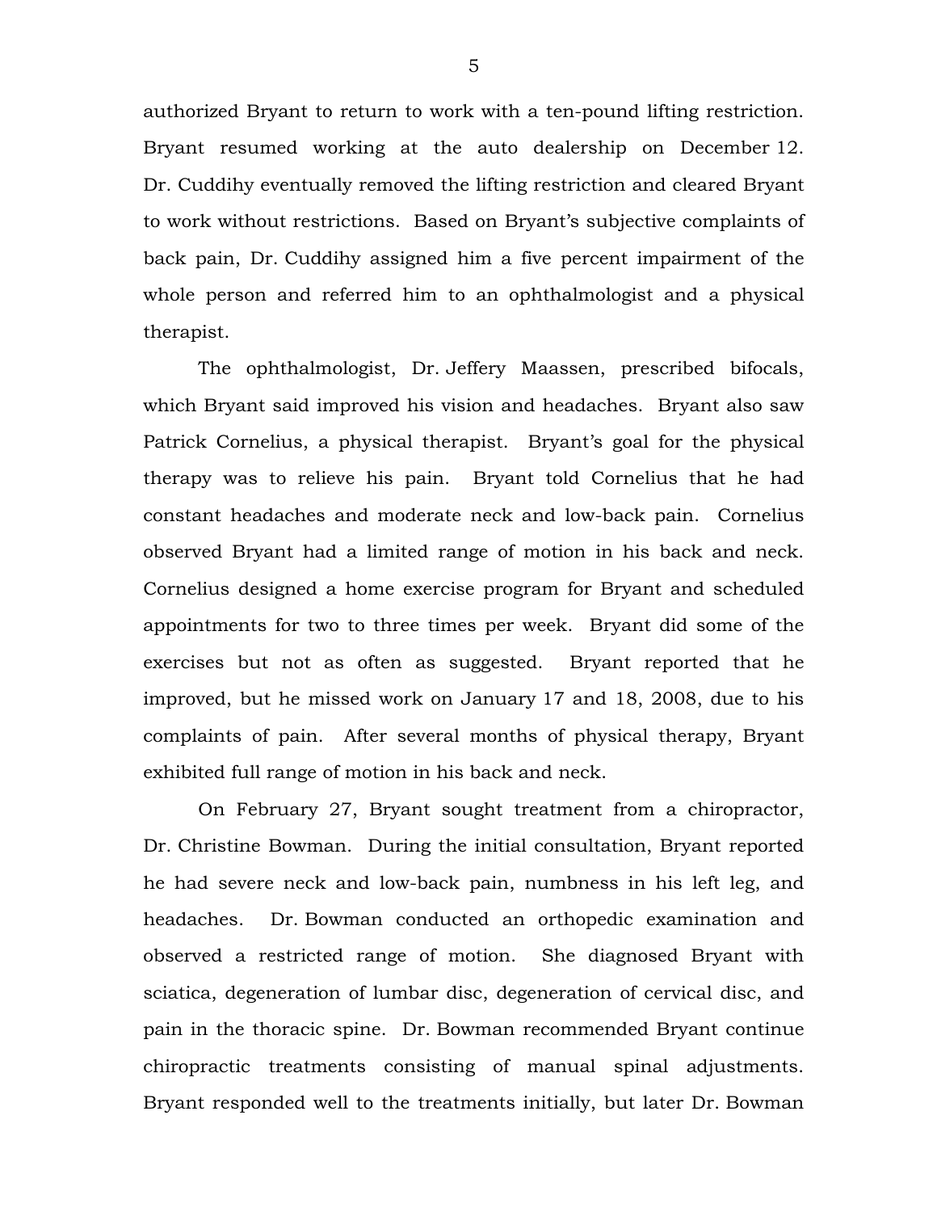authorized Bryant to return to work with a ten-pound lifting restriction. Bryant resumed working at the auto dealership on December 12. Dr. Cuddihy eventually removed the lifting restriction and cleared Bryant to work without restrictions. Based on Bryant's subjective complaints of back pain, Dr. Cuddihy assigned him a five percent impairment of the whole person and referred him to an ophthalmologist and a physical therapist.

The ophthalmologist, Dr. Jeffery Maassen, prescribed bifocals, which Bryant said improved his vision and headaches. Bryant also saw Patrick Cornelius, a physical therapist. Bryant's goal for the physical therapy was to relieve his pain. Bryant told Cornelius that he had constant headaches and moderate neck and low-back pain. Cornelius observed Bryant had a limited range of motion in his back and neck. Cornelius designed a home exercise program for Bryant and scheduled appointments for two to three times per week. Bryant did some of the exercises but not as often as suggested. Bryant reported that he improved, but he missed work on January 17 and 18, 2008, due to his complaints of pain. After several months of physical therapy, Bryant exhibited full range of motion in his back and neck.

On February 27, Bryant sought treatment from a chiropractor, Dr. Christine Bowman. During the initial consultation, Bryant reported he had severe neck and low-back pain, numbness in his left leg, and headaches. Dr. Bowman conducted an orthopedic examination and observed a restricted range of motion. She diagnosed Bryant with sciatica, degeneration of lumbar disc, degeneration of cervical disc, and pain in the thoracic spine. Dr. Bowman recommended Bryant continue chiropractic treatments consisting of manual spinal adjustments. Bryant responded well to the treatments initially, but later Dr. Bowman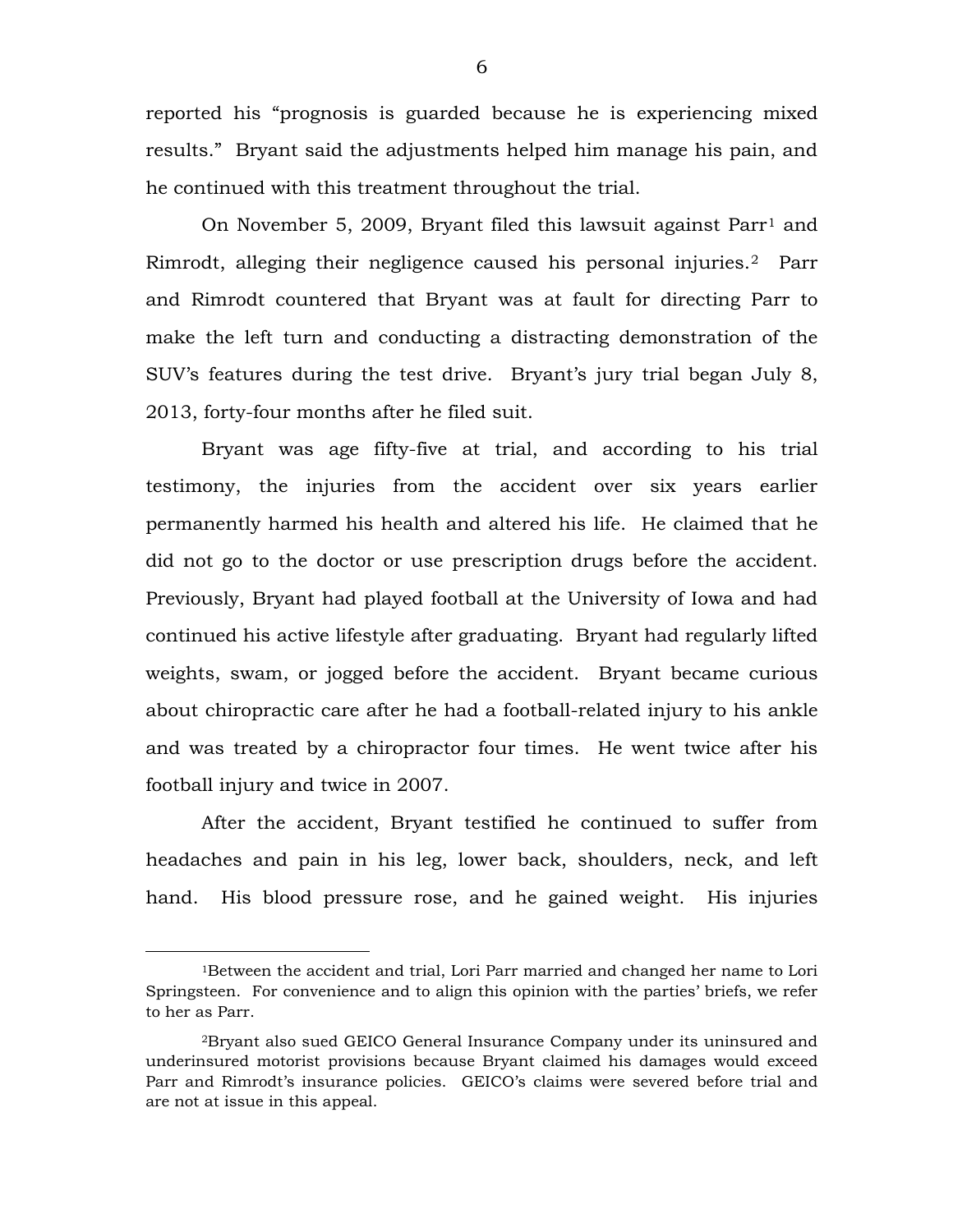reported his "prognosis is guarded because he is experiencing mixed results." Bryant said the adjustments helped him manage his pain, and he continued with this treatment throughout the trial.

On November 5, 2009, Bryant filed this lawsuit against Parr[1] and Rimrodt, alleging their negligence caused his personal injuries.[2] Parr and Rimrodt countered that Bryant was at fault for directing Parr to make the left turn and conducting a distracting demonstration of the SUV's features during the test drive. Bryant's jury trial began July 8, 2013, forty-four months after he filed suit.

Bryant was age fifty-five at trial, and according to his trial testimony, the injuries from the accident over six years earlier permanently harmed his health and altered his life. He claimed that he did not go to the doctor or use prescription drugs before the accident. Previously, Bryant had played football at the University of Iowa and had continued his active lifestyle after graduating. Bryant had regularly lifted weights, swam, or jogged before the accident. Bryant became curious about chiropractic care after he had a football-related injury to his ankle and was treated by a chiropractor four times. He went twice after his football injury and twice in 2007.

After the accident, Bryant testified he continued to suffer from headaches and pain in his leg, lower back, shoulders, neck, and left hand. His blood pressure rose, and he gained weight. His injuries

---

[1] Between the accident and trial, Lori Parr married and changed her name to Lori Springsteen. For convenience and to align this opinion with the parties' briefs, we refer to her as Parr.

[2] Bryant also sued GEICO General Insurance Company under its uninsured and underinsured motorist provisions because Bryant claimed his damages would exceed Parr and Rimrodt's insurance policies. GEICO's claims were severed before trial and are not at issue in this appeal.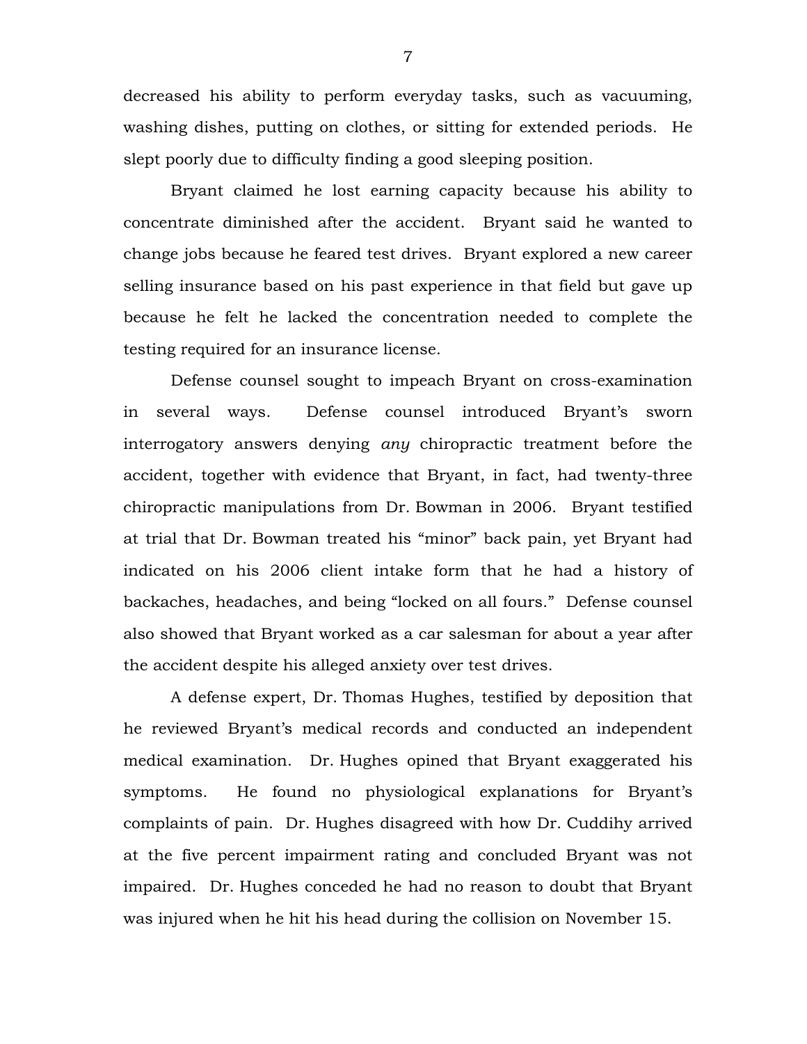decreased his ability to perform everyday tasks, such as vacuuming, washing dishes, putting on clothes, or sitting for extended periods. He slept poorly due to difficulty finding a good sleeping position.

Bryant claimed he lost earning capacity because his ability to concentrate diminished after the accident. Bryant said he wanted to change jobs because he feared test drives. Bryant explored a new career selling insurance based on his past experience in that field but gave up because he felt he lacked the concentration needed to complete the testing required for an insurance license.

Defense counsel sought to impeach Bryant on cross-examination in several ways. Defense counsel introduced Bryant's sworn interrogatory answers denying *any* chiropractic treatment before the accident, together with evidence that Bryant, in fact, had twenty-three chiropractic manipulations from Dr. Bowman in 2006. Bryant testified at trial that Dr. Bowman treated his "minor" back pain, yet Bryant had indicated on his 2006 client intake form that he had a history of backaches, headaches, and being "locked on all fours." Defense counsel also showed that Bryant worked as a car salesman for about a year after the accident despite his alleged anxiety over test drives.

A defense expert, Dr. Thomas Hughes, testified by deposition that he reviewed Bryant's medical records and conducted an independent medical examination. Dr. Hughes opined that Bryant exaggerated his symptoms. He found no physiological explanations for Bryant's complaints of pain. Dr. Hughes disagreed with how Dr. Cuddihy arrived at the five percent impairment rating and concluded Bryant was not impaired. Dr. Hughes conceded he had no reason to doubt that Bryant was injured when he hit his head during the collision on November 15.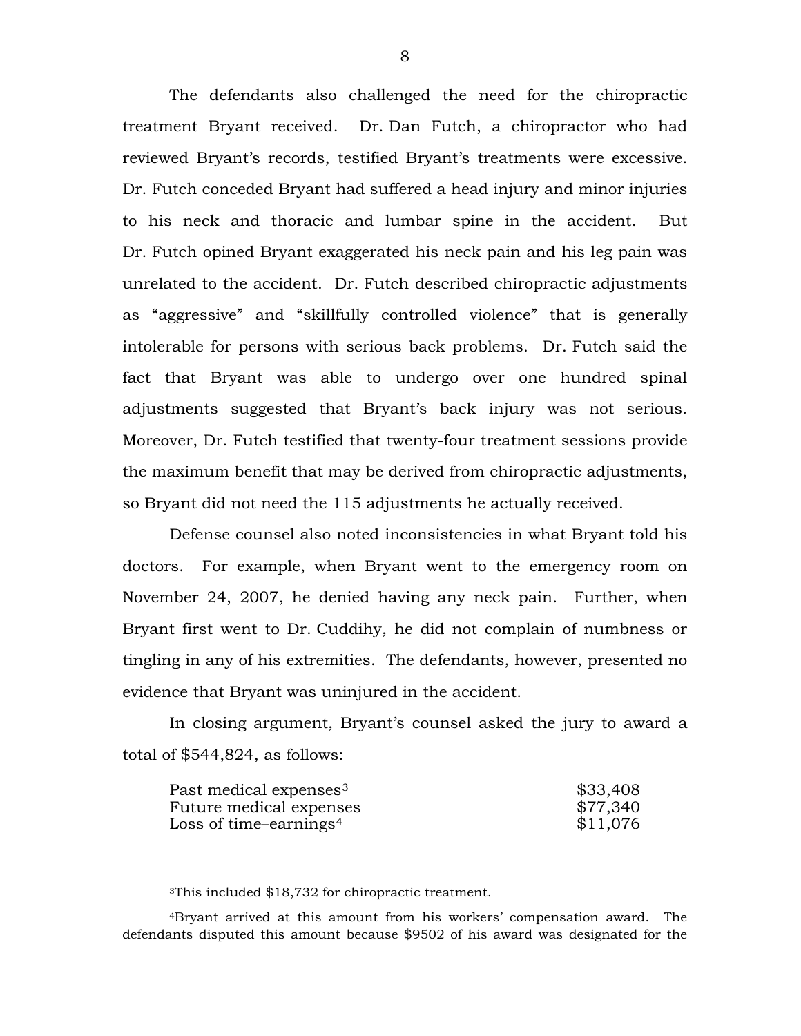The defendants also challenged the need for the chiropractic treatment Bryant received. Dr. Dan Futch, a chiropractor who had reviewed Bryant's records, testified Bryant's treatments were excessive. Dr. Futch conceded Bryant had suffered a head injury and minor injuries to his neck and thoracic and lumbar spine in the accident. But Dr. Futch opined Bryant exaggerated his neck pain and his leg pain was unrelated to the accident. Dr. Futch described chiropractic adjustments as "aggressive" and "skillfully controlled violence" that is generally intolerable for persons with serious back problems. Dr. Futch said the fact that Bryant was able to undergo over one hundred spinal adjustments suggested that Bryant's back injury was not serious. Moreover, Dr. Futch testified that twenty-four treatment sessions provide the maximum benefit that may be derived from chiropractic adjustments, so Bryant did not need the 115 adjustments he actually received.

Defense counsel also noted inconsistencies in what Bryant told his doctors. For example, when Bryant went to the emergency room on November 24, 2007, he denied having any neck pain. Further, when Bryant first went to Dr. Cuddihy, he did not complain of numbness or tingling in any of his extremities. The defendants, however, presented no evidence that Bryant was uninjured in the accident.

In closing argument, Bryant's counsel asked the jury to award a total of $544,824, as follows:

| | |
|---|---|
| Past medical expenses[3] | $33,408 |
| Future medical expenses | $77,340 |
| Loss of time–earnings[4] | $11,076 |

[3]This included $18,732 for chiropractic treatment.

[4]Bryant arrived at this amount from his workers' compensation award. The defendants disputed this amount because $9502 of his award was designated for the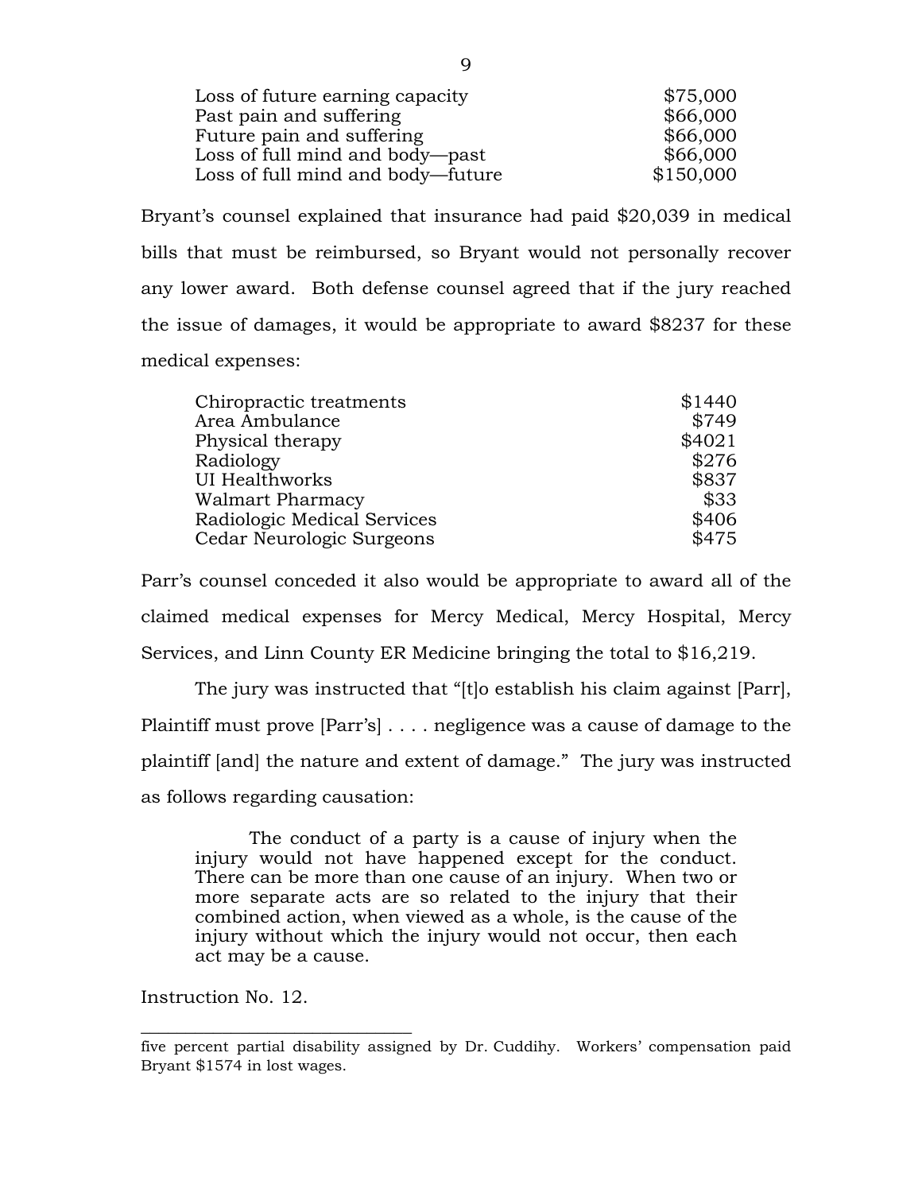| | |
|---|---|
| Loss of future earning capacity | $75,000 |
| Past pain and suffering | $66,000 |
| Future pain and suffering | $66,000 |
| Loss of full mind and body—past | $66,000 |
| Loss of full mind and body—future | $150,000 |

Bryant's counsel explained that insurance had paid $20,039 in medical bills that must be reimbursed, so Bryant would not personally recover any lower award. Both defense counsel agreed that if the jury reached the issue of damages, it would be appropriate to award $8237 for these medical expenses:

| | |
|---|---|
| Chiropractic treatments | $1440 |
| Area Ambulance | $749 |
| Physical therapy | $4021 |
| Radiology | $276 |
| UI Healthworks | $837 |
| Walmart Pharmacy | $33 |
| Radiologic Medical Services | $406 |
| Cedar Neurologic Surgeons | $475 |

Parr's counsel conceded it also would be appropriate to award all of the claimed medical expenses for Mercy Medical, Mercy Hospital, Mercy Services, and Linn County ER Medicine bringing the total to $16,219.

The jury was instructed that "[t]o establish his claim against [Parr], Plaintiff must prove [Parr's] . . . . negligence was a cause of damage to the plaintiff [and] the nature and extent of damage." The jury was instructed as follows regarding causation:

> The conduct of a party is a cause of injury when the injury would not have happened except for the conduct. There can be more than one cause of an injury. When two or more separate acts are so related to the injury that their combined action, when viewed as a whole, is the cause of the injury without which the injury would not occur, then each act may be a cause.

Instruction No. 12.

---

five percent partial disability assigned by Dr. Cuddihy. Workers' compensation paid Bryant $1574 in lost wages.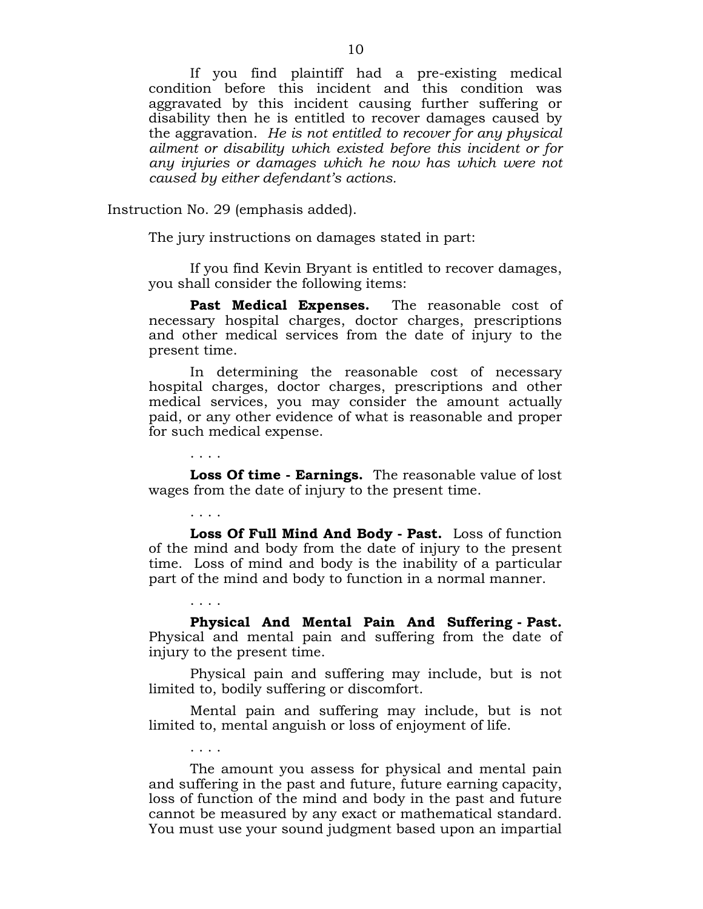> If you find plaintiff had a pre-existing medical condition before this incident and this condition was aggravated by this incident causing further suffering or disability then he is entitled to recover damages caused by the aggravation. *He is not entitled to recover for any physical ailment or disability which existed before this incident or for any injuries or damages which he now has which were not caused by either defendant's actions.*

Instruction No. 29 (emphasis added).

The jury instructions on damages stated in part:

> If you find Kevin Bryant is entitled to recover damages, you shall consider the following items:
>
> **Past Medical Expenses.** The reasonable cost of necessary hospital charges, doctor charges, prescriptions and other medical services from the date of injury to the present time.
>
> In determining the reasonable cost of necessary hospital charges, doctor charges, prescriptions and other medical services, you may consider the amount actually paid, or any other evidence of what is reasonable and proper for such medical expense.
>
> . . . .
>
> **Loss Of time - Earnings.** The reasonable value of lost wages from the date of injury to the present time.
>
> . . . .
>
> **Loss Of Full Mind And Body - Past.** Loss of function of the mind and body from the date of injury to the present time. Loss of mind and body is the inability of a particular part of the mind and body to function in a normal manner.
>
> . . . .
>
> **Physical And Mental Pain And Suffering - Past.** Physical and mental pain and suffering from the date of injury to the present time.
>
> Physical pain and suffering may include, but is not limited to, bodily suffering or discomfort.
>
> Mental pain and suffering may include, but is not limited to, mental anguish or loss of enjoyment of life.
>
> . . . .
>
> The amount you assess for physical and mental pain and suffering in the past and future, future earning capacity, loss of function of the mind and body in the past and future cannot be measured by any exact or mathematical standard. You must use your sound judgment based upon an impartial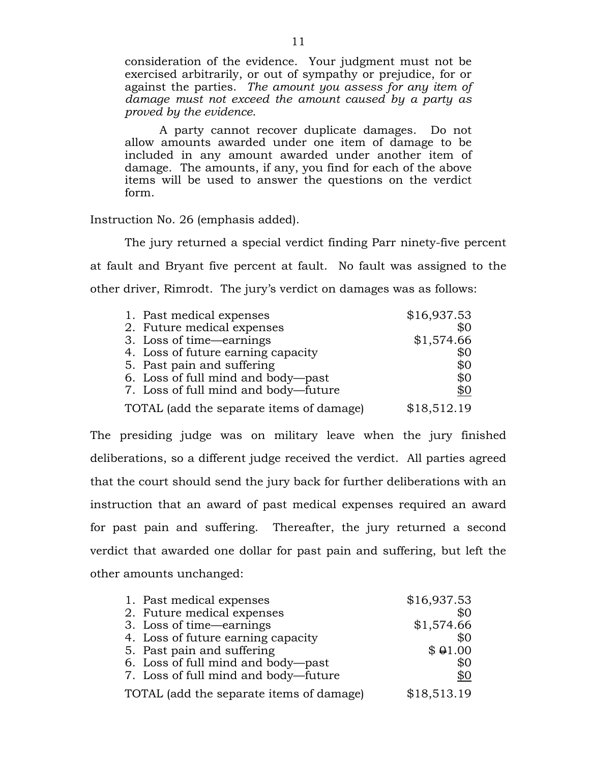> consideration of the evidence. Your judgment must not be exercised arbitrarily, or out of sympathy or prejudice, for or against the parties. *The amount you assess for any item of damage must not exceed the amount caused by a party as proved by the evidence.*
>
> A party cannot recover duplicate damages. Do not allow amounts awarded under one item of damage to be included in any amount awarded under another item of damage. The amounts, if any, you find for each of the above items will be used to answer the questions on the verdict form.

Instruction No. 26 (emphasis added).

The jury returned a special verdict finding Parr ninety-five percent at fault and Bryant five percent at fault. No fault was assigned to the other driver, Rimrodt. The jury's verdict on damages was as follows:

| | |
|---|---|
| 1. Past medical expenses | $16,937.53 |
| 2. Future medical expenses | $0 |
| 3. Loss of time—earnings | $1,574.66 |
| 4. Loss of future earning capacity | $0 |
| 5. Past pain and suffering | $0 |
| 6. Loss of full mind and body—past | $0 |
| 7. Loss of full mind and body—future | $0 |
| TOTAL (add the separate items of damage) | $18,512.19 |

The presiding judge was on military leave when the jury finished deliberations, so a different judge received the verdict. All parties agreed that the court should send the jury back for further deliberations with an instruction that an award of past medical expenses required an award for past pain and suffering. Thereafter, the jury returned a second verdict that awarded one dollar for past pain and suffering, but left the other amounts unchanged:

| | |
|---|---|
| 1. Past medical expenses | $16,937.53 |
| 2. Future medical expenses | $0 |
| 3. Loss of time—earnings | $1,574.66 |
| 4. Loss of future earning capacity | $0 |
| 5. Past pain and suffering | $ ~~0~~1.00 |
| 6. Loss of full mind and body—past | $0 |
| 7. Loss of full mind and body—future | $0 |
| TOTAL (add the separate items of damage) | $18,513.19 |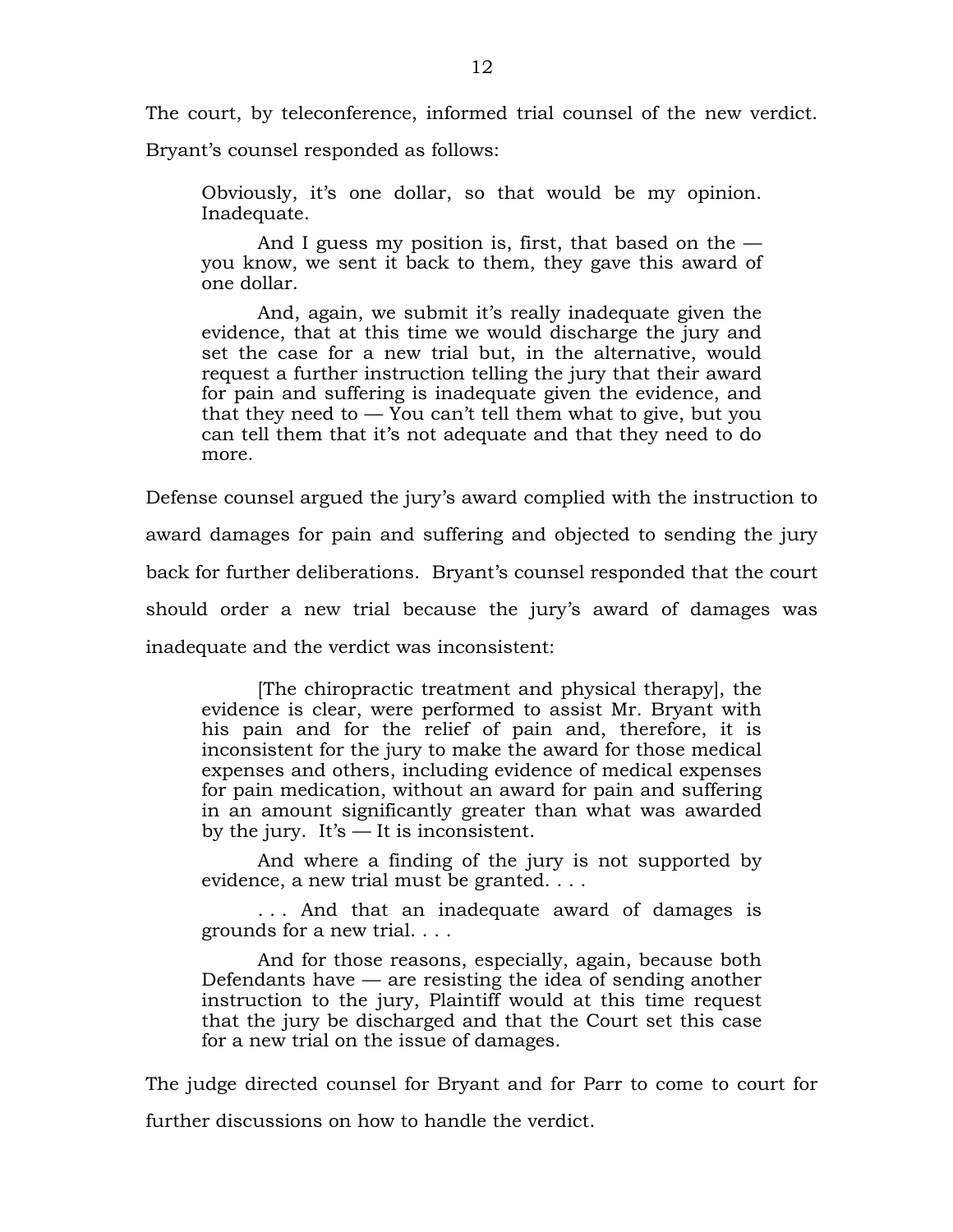The court, by teleconference, informed trial counsel of the new verdict. Bryant's counsel responded as follows:

> Obviously, it's one dollar, so that would be my opinion. Inadequate.
>
> And I guess my position is, first, that based on the — you know, we sent it back to them, they gave this award of one dollar.
>
> And, again, we submit it's really inadequate given the evidence, that at this time we would discharge the jury and set the case for a new trial but, in the alternative, would request a further instruction telling the jury that their award for pain and suffering is inadequate given the evidence, and that they need to — You can't tell them what to give, but you can tell them that it's not adequate and that they need to do more.

Defense counsel argued the jury's award complied with the instruction to award damages for pain and suffering and objected to sending the jury back for further deliberations. Bryant's counsel responded that the court should order a new trial because the jury's award of damages was inadequate and the verdict was inconsistent:

> [The chiropractic treatment and physical therapy], the evidence is clear, were performed to assist Mr. Bryant with his pain and for the relief of pain and, therefore, it is inconsistent for the jury to make the award for those medical expenses and others, including evidence of medical expenses for pain medication, without an award for pain and suffering in an amount significantly greater than what was awarded by the jury. It's — It is inconsistent.
>
> And where a finding of the jury is not supported by evidence, a new trial must be granted. . . .
>
> . . . And that an inadequate award of damages is grounds for a new trial. . . .
>
> And for those reasons, especially, again, because both Defendants have — are resisting the idea of sending another instruction to the jury, Plaintiff would at this time request that the jury be discharged and that the Court set this case for a new trial on the issue of damages.

The judge directed counsel for Bryant and for Parr to come to court for further discussions on how to handle the verdict.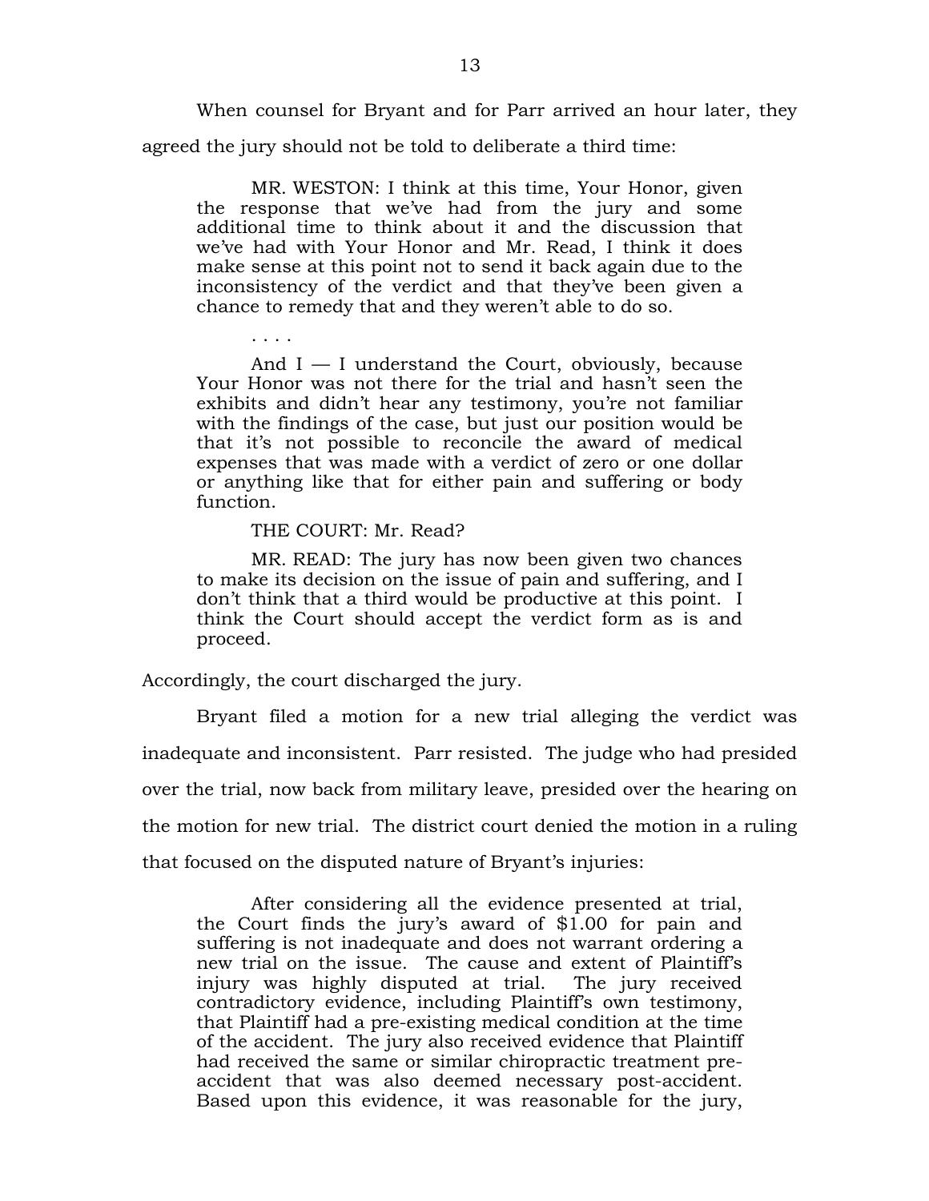When counsel for Bryant and for Parr arrived an hour later, they agreed the jury should not be told to deliberate a third time:

> MR. WESTON: I think at this time, Your Honor, given the response that we've had from the jury and some additional time to think about it and the discussion that we've had with Your Honor and Mr. Read, I think it does make sense at this point not to send it back again due to the inconsistency of the verdict and that they've been given a chance to remedy that and they weren't able to do so.
>
> . . . .
>
> And I — I understand the Court, obviously, because Your Honor was not there for the trial and hasn't seen the exhibits and didn't hear any testimony, you're not familiar with the findings of the case, but just our position would be that it's not possible to reconcile the award of medical expenses that was made with a verdict of zero or one dollar or anything like that for either pain and suffering or body function.
>
> THE COURT: Mr. Read?
>
> MR. READ: The jury has now been given two chances to make its decision on the issue of pain and suffering, and I don't think that a third would be productive at this point. I think the Court should accept the verdict form as is and proceed.

Accordingly, the court discharged the jury.

Bryant filed a motion for a new trial alleging the verdict was inadequate and inconsistent. Parr resisted. The judge who had presided over the trial, now back from military leave, presided over the hearing on the motion for new trial. The district court denied the motion in a ruling that focused on the disputed nature of Bryant's injuries:

> After considering all the evidence presented at trial, the Court finds the jury's award of $1.00 for pain and suffering is not inadequate and does not warrant ordering a new trial on the issue. The cause and extent of Plaintiff's injury was highly disputed at trial. The jury received contradictory evidence, including Plaintiff's own testimony, that Plaintiff had a pre-existing medical condition at the time of the accident. The jury also received evidence that Plaintiff had received the same or similar chiropractic treatment pre-accident that was also deemed necessary post-accident. Based upon this evidence, it was reasonable for the jury,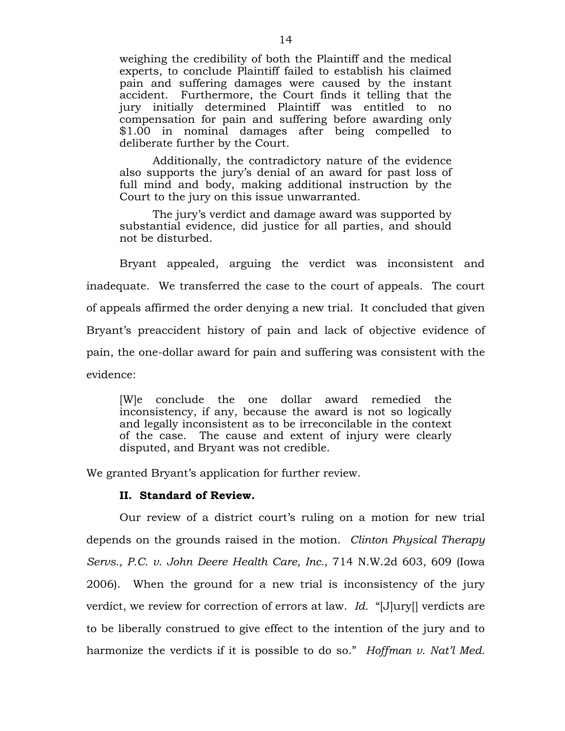> weighing the credibility of both the Plaintiff and the medical experts, to conclude Plaintiff failed to establish his claimed pain and suffering damages were caused by the instant accident. Furthermore, the Court finds it telling that the jury initially determined Plaintiff was entitled to no compensation for pain and suffering before awarding only $1.00 in nominal damages after being compelled to deliberate further by the Court.
>
> Additionally, the contradictory nature of the evidence also supports the jury's denial of an award for past loss of full mind and body, making additional instruction by the Court to the jury on this issue unwarranted.
>
> The jury's verdict and damage award was supported by substantial evidence, did justice for all parties, and should not be disturbed.

Bryant appealed, arguing the verdict was inconsistent and inadequate. We transferred the case to the court of appeals. The court of appeals affirmed the order denying a new trial. It concluded that given Bryant's preaccident history of pain and lack of objective evidence of pain, the one-dollar award for pain and suffering was consistent with the evidence:

> [W]e conclude the one dollar award remedied the inconsistency, if any, because the award is not so logically and legally inconsistent as to be irreconcilable in the context of the case. The cause and extent of injury were clearly disputed, and Bryant was not credible.

We granted Bryant's application for further review.

## II. Standard of Review.

Our review of a district court's ruling on a motion for new trial depends on the grounds raised in the motion. *Clinton Physical Therapy Servs., P.C. v. John Deere Health Care, Inc.*, 714 N.W.2d 603, 609 (Iowa 2006). When the ground for a new trial is inconsistency of the jury verdict, we review for correction of errors at law. *Id.* "[J]ury[] verdicts are to be liberally construed to give effect to the intention of the jury and to harmonize the verdicts if it is possible to do so." *Hoffman v. Nat'l Med.*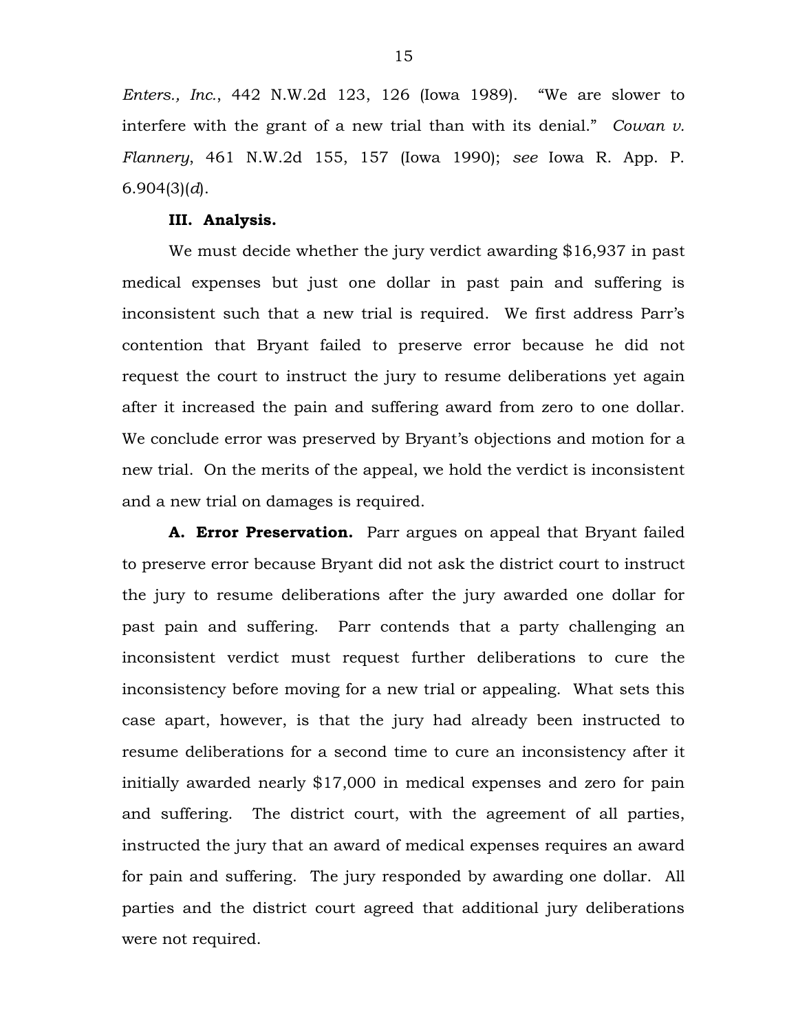*Enters., Inc.*, 442 N.W.2d 123, 126 (Iowa 1989). "We are slower to interfere with the grant of a new trial than with its denial." *Cowan v. Flannery*, 461 N.W.2d 155, 157 (Iowa 1990); *see* Iowa R. App. P. 6.904(3)(*d*).

## III. Analysis.

We must decide whether the jury verdict awarding $16,937 in past medical expenses but just one dollar in past pain and suffering is inconsistent such that a new trial is required. We first address Parr's contention that Bryant failed to preserve error because he did not request the court to instruct the jury to resume deliberations yet again after it increased the pain and suffering award from zero to one dollar. We conclude error was preserved by Bryant's objections and motion for a new trial. On the merits of the appeal, we hold the verdict is inconsistent and a new trial on damages is required.

**A. Error Preservation.** Parr argues on appeal that Bryant failed to preserve error because Bryant did not ask the district court to instruct the jury to resume deliberations after the jury awarded one dollar for past pain and suffering. Parr contends that a party challenging an inconsistent verdict must request further deliberations to cure the inconsistency before moving for a new trial or appealing. What sets this case apart, however, is that the jury had already been instructed to resume deliberations for a second time to cure an inconsistency after it initially awarded nearly $17,000 in medical expenses and zero for pain and suffering. The district court, with the agreement of all parties, instructed the jury that an award of medical expenses requires an award for pain and suffering. The jury responded by awarding one dollar. All parties and the district court agreed that additional jury deliberations were not required.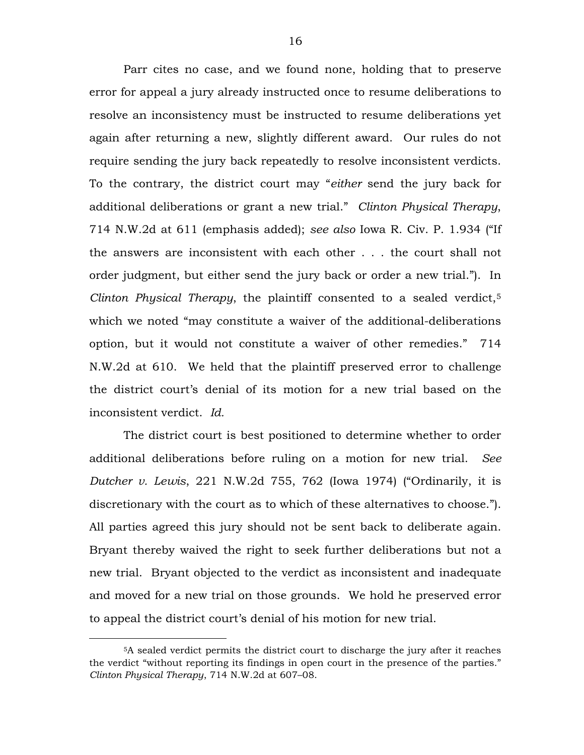Parr cites no case, and we found none, holding that to preserve error for appeal a jury already instructed once to resume deliberations to resolve an inconsistency must be instructed to resume deliberations yet again after returning a new, slightly different award. Our rules do not require sending the jury back repeatedly to resolve inconsistent verdicts. To the contrary, the district court may "*either* send the jury back for additional deliberations or grant a new trial." *Clinton Physical Therapy*, 714 N.W.2d at 611 (emphasis added); *see also* Iowa R. Civ. P. 1.934 ("If the answers are inconsistent with each other . . . the court shall not order judgment, but either send the jury back or order a new trial."). In *Clinton Physical Therapy*, the plaintiff consented to a sealed verdict,[5] which we noted "may constitute a waiver of the additional-deliberations option, but it would not constitute a waiver of other remedies." 714 N.W.2d at 610. We held that the plaintiff preserved error to challenge the district court's denial of its motion for a new trial based on the inconsistent verdict. *Id.*

The district court is best positioned to determine whether to order additional deliberations before ruling on a motion for new trial. *See Dutcher v. Lewis*, 221 N.W.2d 755, 762 (Iowa 1974) ("Ordinarily, it is discretionary with the court as to which of these alternatives to choose."). All parties agreed this jury should not be sent back to deliberate again. Bryant thereby waived the right to seek further deliberations but not a new trial. Bryant objected to the verdict as inconsistent and inadequate and moved for a new trial on those grounds. We hold he preserved error to appeal the district court's denial of his motion for new trial.

---

[5]A sealed verdict permits the district court to discharge the jury after it reaches the verdict "without reporting its findings in open court in the presence of the parties." *Clinton Physical Therapy*, 714 N.W.2d at 607–08.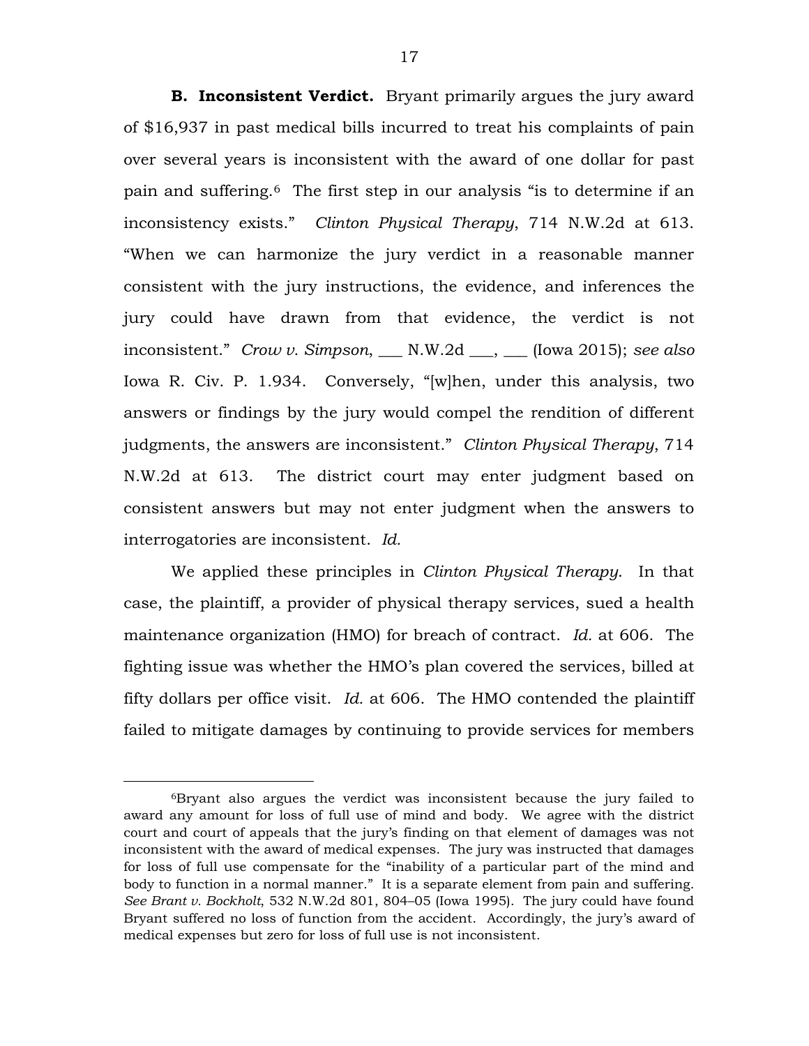**B. Inconsistent Verdict.** Bryant primarily argues the jury award of $16,937 in past medical bills incurred to treat his complaints of pain over several years is inconsistent with the award of one dollar for past pain and suffering.[6] The first step in our analysis "is to determine if an inconsistency exists." *Clinton Physical Therapy*, 714 N.W.2d at 613. "When we can harmonize the jury verdict in a reasonable manner consistent with the jury instructions, the evidence, and inferences the jury could have drawn from that evidence, the verdict is not inconsistent." *Crow v. Simpson*, ___ N.W.2d ___, ___ (Iowa 2015); *see also* Iowa R. Civ. P. 1.934. Conversely, "[w]hen, under this analysis, two answers or findings by the jury would compel the rendition of different judgments, the answers are inconsistent." *Clinton Physical Therapy*, 714 N.W.2d at 613. The district court may enter judgment based on consistent answers but may not enter judgment when the answers to interrogatories are inconsistent. *Id.*

We applied these principles in *Clinton Physical Therapy*. In that case, the plaintiff, a provider of physical therapy services, sued a health maintenance organization (HMO) for breach of contract. *Id.* at 606. The fighting issue was whether the HMO's plan covered the services, billed at fifty dollars per office visit. *Id.* at 606. The HMO contended the plaintiff failed to mitigate damages by continuing to provide services for members

---

[6]Bryant also argues the verdict was inconsistent because the jury failed to award any amount for loss of full use of mind and body. We agree with the district court and court of appeals that the jury's finding on that element of damages was not inconsistent with the award of medical expenses. The jury was instructed that damages for loss of full use compensate for the "inability of a particular part of the mind and body to function in a normal manner." It is a separate element from pain and suffering. *See Brant v. Bockholt*, 532 N.W.2d 801, 804–05 (Iowa 1995). The jury could have found Bryant suffered no loss of function from the accident. Accordingly, the jury's award of medical expenses but zero for loss of full use is not inconsistent.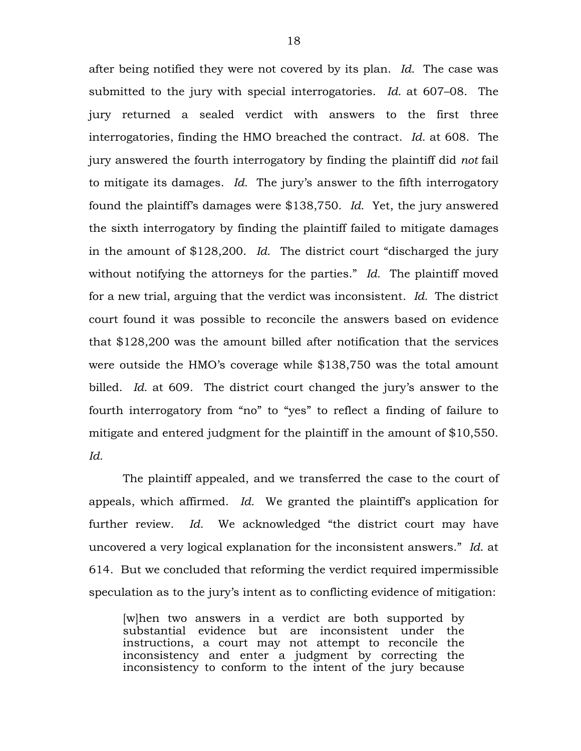after being notified they were not covered by its plan. *Id.* The case was submitted to the jury with special interrogatories. *Id.* at 607–08. The jury returned a sealed verdict with answers to the first three interrogatories, finding the HMO breached the contract. *Id.* at 608. The jury answered the fourth interrogatory by finding the plaintiff did *not* fail to mitigate its damages. *Id.* The jury's answer to the fifth interrogatory found the plaintiff's damages were $138,750. *Id.* Yet, the jury answered the sixth interrogatory by finding the plaintiff failed to mitigate damages in the amount of $128,200. *Id.* The district court "discharged the jury without notifying the attorneys for the parties." *Id.* The plaintiff moved for a new trial, arguing that the verdict was inconsistent. *Id.* The district court found it was possible to reconcile the answers based on evidence that $128,200 was the amount billed after notification that the services were outside the HMO's coverage while $138,750 was the total amount billed. *Id.* at 609. The district court changed the jury's answer to the fourth interrogatory from "no" to "yes" to reflect a finding of failure to mitigate and entered judgment for the plaintiff in the amount of $10,550. *Id.*

The plaintiff appealed, and we transferred the case to the court of appeals, which affirmed. *Id.* We granted the plaintiff's application for further review. *Id.* We acknowledged "the district court may have uncovered a very logical explanation for the inconsistent answers." *Id.* at 614. But we concluded that reforming the verdict required impermissible speculation as to the jury's intent as to conflicting evidence of mitigation:

> [w]hen two answers in a verdict are both supported by substantial evidence but are inconsistent under the instructions, a court may not attempt to reconcile the inconsistency and enter a judgment by correcting the inconsistency to conform to the intent of the jury because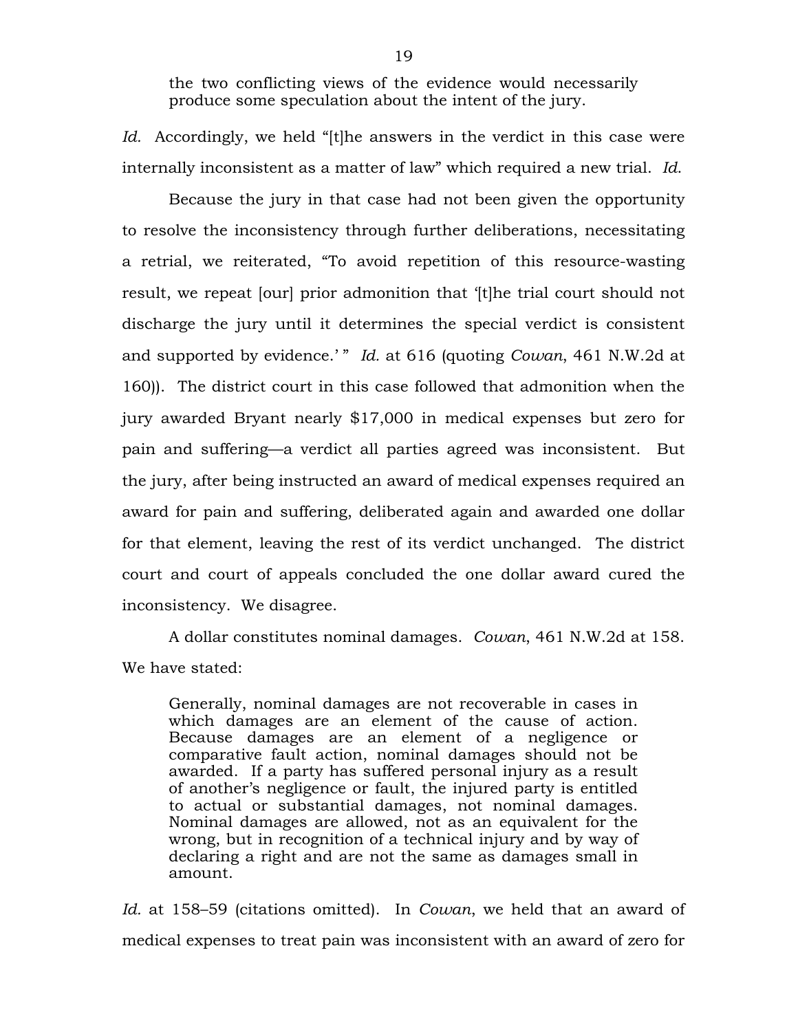> the two conflicting views of the evidence would necessarily produce some speculation about the intent of the jury.

*Id.* Accordingly, we held "[t]he answers in the verdict in this case were internally inconsistent as a matter of law" which required a new trial. *Id.*

Because the jury in that case had not been given the opportunity to resolve the inconsistency through further deliberations, necessitating a retrial, we reiterated, "To avoid repetition of this resource-wasting result, we repeat [our] prior admonition that '[t]he trial court should not discharge the jury until it determines the special verdict is consistent and supported by evidence.' " *Id.* at 616 (quoting *Cowan*, 461 N.W.2d at 160)). The district court in this case followed that admonition when the jury awarded Bryant nearly $17,000 in medical expenses but zero for pain and suffering—a verdict all parties agreed was inconsistent. But the jury, after being instructed an award of medical expenses required an award for pain and suffering, deliberated again and awarded one dollar for that element, leaving the rest of its verdict unchanged. The district court and court of appeals concluded the one dollar award cured the inconsistency. We disagree.

A dollar constitutes nominal damages. *Cowan*, 461 N.W.2d at 158. We have stated:

> Generally, nominal damages are not recoverable in cases in which damages are an element of the cause of action. Because damages are an element of a negligence or comparative fault action, nominal damages should not be awarded. If a party has suffered personal injury as a result of another's negligence or fault, the injured party is entitled to actual or substantial damages, not nominal damages. Nominal damages are allowed, not as an equivalent for the wrong, but in recognition of a technical injury and by way of declaring a right and are not the same as damages small in amount.

*Id.* at 158–59 (citations omitted). In *Cowan*, we held that an award of medical expenses to treat pain was inconsistent with an award of zero for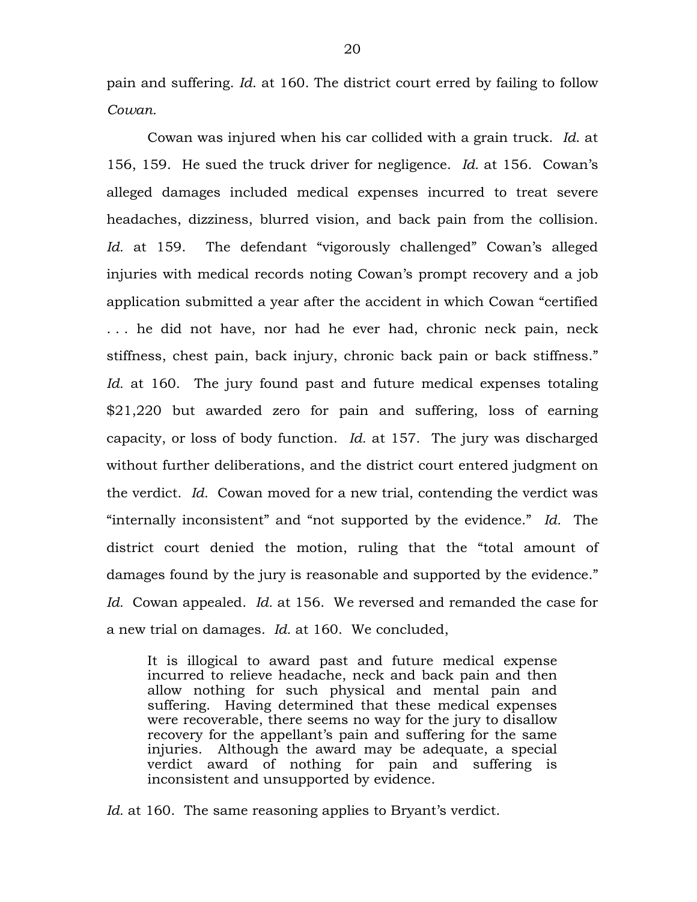pain and suffering. *Id.* at 160. The district court erred by failing to follow *Cowan.*

Cowan was injured when his car collided with a grain truck. *Id.* at 156, 159. He sued the truck driver for negligence. *Id.* at 156. Cowan's alleged damages included medical expenses incurred to treat severe headaches, dizziness, blurred vision, and back pain from the collision. *Id.* at 159. The defendant "vigorously challenged" Cowan's alleged injuries with medical records noting Cowan's prompt recovery and a job application submitted a year after the accident in which Cowan "certified . . . he did not have, nor had he ever had, chronic neck pain, neck stiffness, chest pain, back injury, chronic back pain or back stiffness." *Id.* at 160. The jury found past and future medical expenses totaling $21,220 but awarded zero for pain and suffering, loss of earning capacity, or loss of body function. *Id.* at 157. The jury was discharged without further deliberations, and the district court entered judgment on the verdict. *Id.* Cowan moved for a new trial, contending the verdict was "internally inconsistent" and "not supported by the evidence." *Id.* The district court denied the motion, ruling that the "total amount of damages found by the jury is reasonable and supported by the evidence." *Id.* Cowan appealed. *Id.* at 156. We reversed and remanded the case for a new trial on damages. *Id.* at 160. We concluded,

> It is illogical to award past and future medical expense incurred to relieve headache, neck and back pain and then allow nothing for such physical and mental pain and suffering. Having determined that these medical expenses were recoverable, there seems no way for the jury to disallow recovery for the appellant's pain and suffering for the same injuries. Although the award may be adequate, a special verdict award of nothing for pain and suffering is inconsistent and unsupported by evidence.

*Id.* at 160. The same reasoning applies to Bryant's verdict.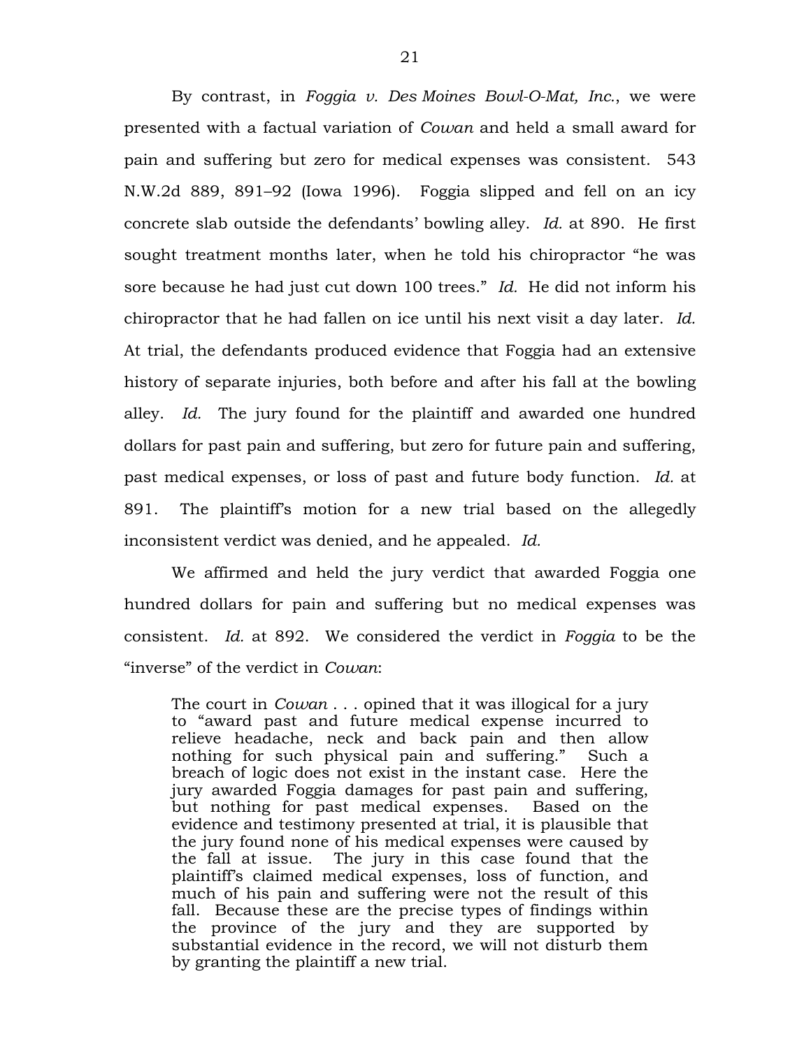By contrast, in *Foggia v. Des Moines Bowl-O-Mat, Inc.*, we were presented with a factual variation of *Cowan* and held a small award for pain and suffering but zero for medical expenses was consistent. 543 N.W.2d 889, 891–92 (Iowa 1996). Foggia slipped and fell on an icy concrete slab outside the defendants' bowling alley. *Id.* at 890. He first sought treatment months later, when he told his chiropractor "he was sore because he had just cut down 100 trees." *Id.* He did not inform his chiropractor that he had fallen on ice until his next visit a day later. *Id.* At trial, the defendants produced evidence that Foggia had an extensive history of separate injuries, both before and after his fall at the bowling alley. *Id.* The jury found for the plaintiff and awarded one hundred dollars for past pain and suffering, but zero for future pain and suffering, past medical expenses, or loss of past and future body function. *Id.* at 891. The plaintiff's motion for a new trial based on the allegedly inconsistent verdict was denied, and he appealed. *Id.*

We affirmed and held the jury verdict that awarded Foggia one hundred dollars for pain and suffering but no medical expenses was consistent. *Id.* at 892. We considered the verdict in *Foggia* to be the "inverse" of the verdict in *Cowan*:

> The court in *Cowan* . . . opined that it was illogical for a jury to "award past and future medical expense incurred to relieve headache, neck and back pain and then allow nothing for such physical pain and suffering." Such a breach of logic does not exist in the instant case. Here the jury awarded Foggia damages for past pain and suffering, but nothing for past medical expenses. Based on the evidence and testimony presented at trial, it is plausible that the jury found none of his medical expenses were caused by the fall at issue. The jury in this case found that the plaintiff's claimed medical expenses, loss of function, and much of his pain and suffering were not the result of this fall. Because these are the precise types of findings within the province of the jury and they are supported by substantial evidence in the record, we will not disturb them by granting the plaintiff a new trial.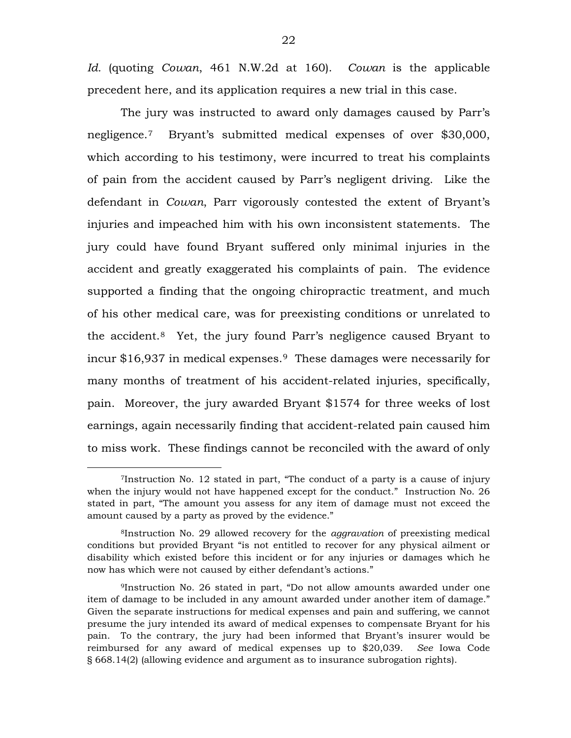*Id.* (quoting *Cowan*, 461 N.W.2d at 160). *Cowan* is the applicable precedent here, and its application requires a new trial in this case.

The jury was instructed to award only damages caused by Parr's negligence.[7] Bryant's submitted medical expenses of over $30,000, which according to his testimony, were incurred to treat his complaints of pain from the accident caused by Parr's negligent driving. Like the defendant in *Cowan*, Parr vigorously contested the extent of Bryant's injuries and impeached him with his own inconsistent statements. The jury could have found Bryant suffered only minimal injuries in the accident and greatly exaggerated his complaints of pain. The evidence supported a finding that the ongoing chiropractic treatment, and much of his other medical care, was for preexisting conditions or unrelated to the accident.[8] Yet, the jury found Parr's negligence caused Bryant to incur $16,937 in medical expenses.[9] These damages were necessarily for many months of treatment of his accident-related injuries, specifically, pain. Moreover, the jury awarded Bryant $1574 for three weeks of lost earnings, again necessarily finding that accident-related pain caused him to miss work. These findings cannot be reconciled with the award of only

---

[7]Instruction No. 12 stated in part, "The conduct of a party is a cause of injury when the injury would not have happened except for the conduct." Instruction No. 26 stated in part, "The amount you assess for any item of damage must not exceed the amount caused by a party as proved by the evidence."

[8]Instruction No. 29 allowed recovery for the *aggravation* of preexisting medical conditions but provided Bryant "is not entitled to recover for any physical ailment or disability which existed before this incident or for any injuries or damages which he now has which were not caused by either defendant's actions."

[9]Instruction No. 26 stated in part, "Do not allow amounts awarded under one item of damage to be included in any amount awarded under another item of damage." Given the separate instructions for medical expenses and pain and suffering, we cannot presume the jury intended its award of medical expenses to compensate Bryant for his pain. To the contrary, the jury had been informed that Bryant's insurer would be reimbursed for any award of medical expenses up to $20,039. *See* Iowa Code § 668.14(2) (allowing evidence and argument as to insurance subrogation rights).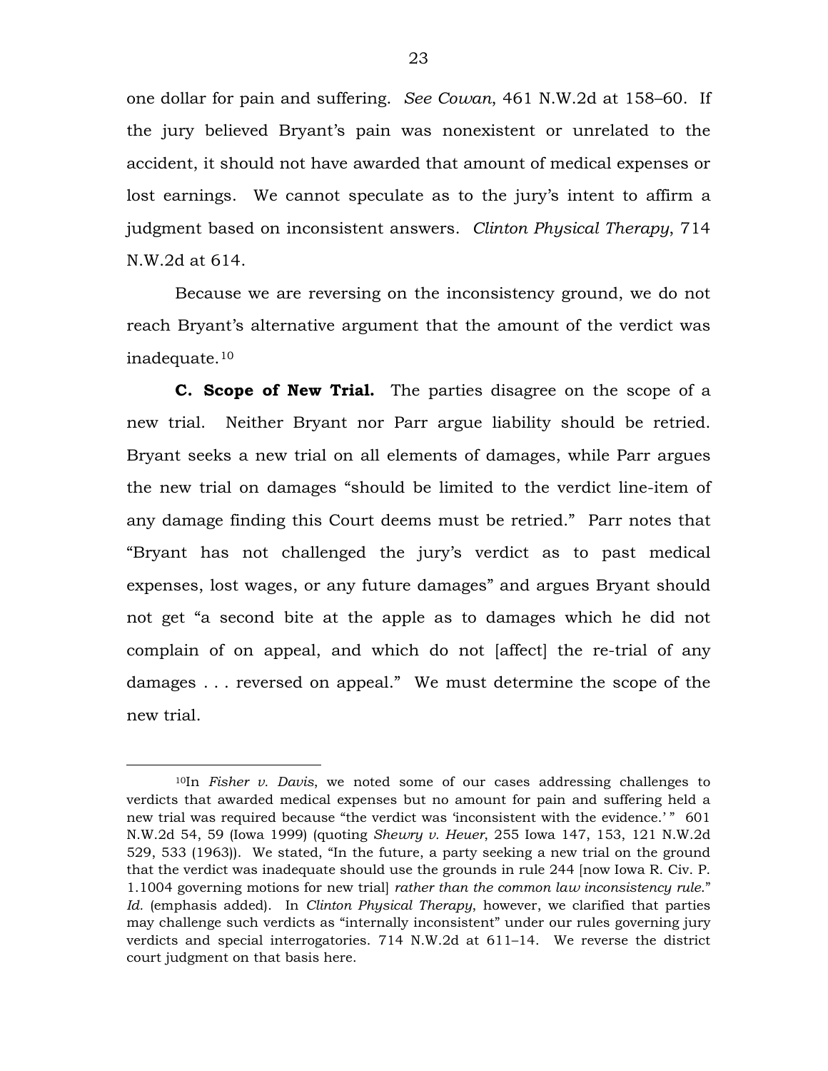one dollar for pain and suffering. *See Cowan*, 461 N.W.2d at 158–60. If the jury believed Bryant's pain was nonexistent or unrelated to the accident, it should not have awarded that amount of medical expenses or lost earnings. We cannot speculate as to the jury's intent to affirm a judgment based on inconsistent answers. *Clinton Physical Therapy*, 714 N.W.2d at 614.

Because we are reversing on the inconsistency ground, we do not reach Bryant's alternative argument that the amount of the verdict was inadequate.[10]

**C. Scope of New Trial.** The parties disagree on the scope of a new trial. Neither Bryant nor Parr argue liability should be retried. Bryant seeks a new trial on all elements of damages, while Parr argues the new trial on damages "should be limited to the verdict line-item of any damage finding this Court deems must be retried." Parr notes that "Bryant has not challenged the jury's verdict as to past medical expenses, lost wages, or any future damages" and argues Bryant should not get "a second bite at the apple as to damages which he did not complain of on appeal, and which do not [affect] the re-trial of any damages . . . reversed on appeal." We must determine the scope of the new trial.

---

[10]In *Fisher v. Davis*, we noted some of our cases addressing challenges to verdicts that awarded medical expenses but no amount for pain and suffering held a new trial was required because "the verdict was 'inconsistent with the evidence.' " 601 N.W.2d 54, 59 (Iowa 1999) (quoting *Shewry v. Heuer*, 255 Iowa 147, 153, 121 N.W.2d 529, 533 (1963)). We stated, "In the future, a party seeking a new trial on the ground that the verdict was inadequate should use the grounds in rule 244 [now Iowa R. Civ. P. 1.1004 governing motions for new trial] *rather than the common law inconsistency rule*." *Id.* (emphasis added). In *Clinton Physical Therapy*, however, we clarified that parties may challenge such verdicts as "internally inconsistent" under our rules governing jury verdicts and special interrogatories. 714 N.W.2d at 611–14. We reverse the district court judgment on that basis here.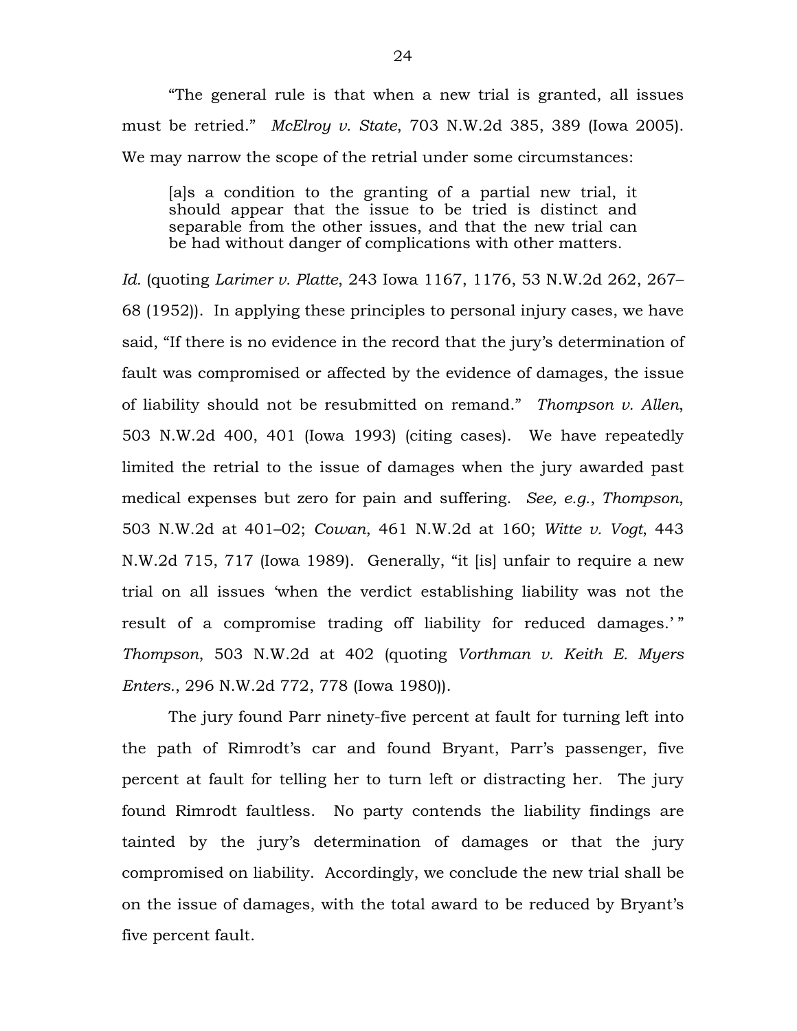"The general rule is that when a new trial is granted, all issues must be retried." *McElroy v. State*, 703 N.W.2d 385, 389 (Iowa 2005). We may narrow the scope of the retrial under some circumstances:

> [a]s a condition to the granting of a partial new trial, it should appear that the issue to be tried is distinct and separable from the other issues, and that the new trial can be had without danger of complications with other matters.

*Id.* (quoting *Larimer v. Platte*, 243 Iowa 1167, 1176, 53 N.W.2d 262, 267–68 (1952)). In applying these principles to personal injury cases, we have said, "If there is no evidence in the record that the jury's determination of fault was compromised or affected by the evidence of damages, the issue of liability should not be resubmitted on remand." *Thompson v. Allen*, 503 N.W.2d 400, 401 (Iowa 1993) (citing cases). We have repeatedly limited the retrial to the issue of damages when the jury awarded past medical expenses but zero for pain and suffering. *See, e.g.*, *Thompson*, 503 N.W.2d at 401–02; *Cowan*, 461 N.W.2d at 160; *Witte v. Vogt*, 443 N.W.2d 715, 717 (Iowa 1989). Generally, "it [is] unfair to require a new trial on all issues 'when the verdict establishing liability was not the result of a compromise trading off liability for reduced damages.' " *Thompson*, 503 N.W.2d at 402 (quoting *Vorthman v. Keith E. Myers Enters.*, 296 N.W.2d 772, 778 (Iowa 1980)).

The jury found Parr ninety-five percent at fault for turning left into the path of Rimrodt's car and found Bryant, Parr's passenger, five percent at fault for telling her to turn left or distracting her. The jury found Rimrodt faultless. No party contends the liability findings are tainted by the jury's determination of damages or that the jury compromised on liability. Accordingly, we conclude the new trial shall be on the issue of damages, with the total award to be reduced by Bryant's five percent fault.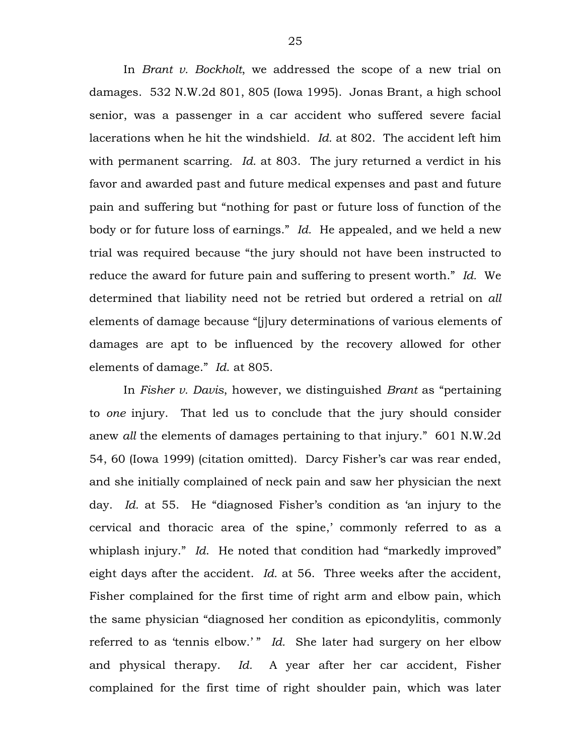In *Brant v. Bockholt*, we addressed the scope of a new trial on damages. 532 N.W.2d 801, 805 (Iowa 1995). Jonas Brant, a high school senior, was a passenger in a car accident who suffered severe facial lacerations when he hit the windshield. *Id.* at 802. The accident left him with permanent scarring. *Id.* at 803. The jury returned a verdict in his favor and awarded past and future medical expenses and past and future pain and suffering but "nothing for past or future loss of function of the body or for future loss of earnings." *Id.* He appealed, and we held a new trial was required because "the jury should not have been instructed to reduce the award for future pain and suffering to present worth." *Id.* We determined that liability need not be retried but ordered a retrial on *all* elements of damage because "[j]ury determinations of various elements of damages are apt to be influenced by the recovery allowed for other elements of damage." *Id.* at 805.

In *Fisher v. Davis*, however, we distinguished *Brant* as "pertaining to *one* injury. That led us to conclude that the jury should consider anew *all* the elements of damages pertaining to that injury." 601 N.W.2d 54, 60 (Iowa 1999) (citation omitted). Darcy Fisher's car was rear ended, and she initially complained of neck pain and saw her physician the next day. *Id.* at 55. He "diagnosed Fisher's condition as 'an injury to the cervical and thoracic area of the spine,' commonly referred to as a whiplash injury." *Id.* He noted that condition had "markedly improved" eight days after the accident. *Id.* at 56. Three weeks after the accident, Fisher complained for the first time of right arm and elbow pain, which the same physician "diagnosed her condition as epicondylitis, commonly referred to as 'tennis elbow.' " *Id.* She later had surgery on her elbow and physical therapy. *Id.* A year after her car accident, Fisher complained for the first time of right shoulder pain, which was later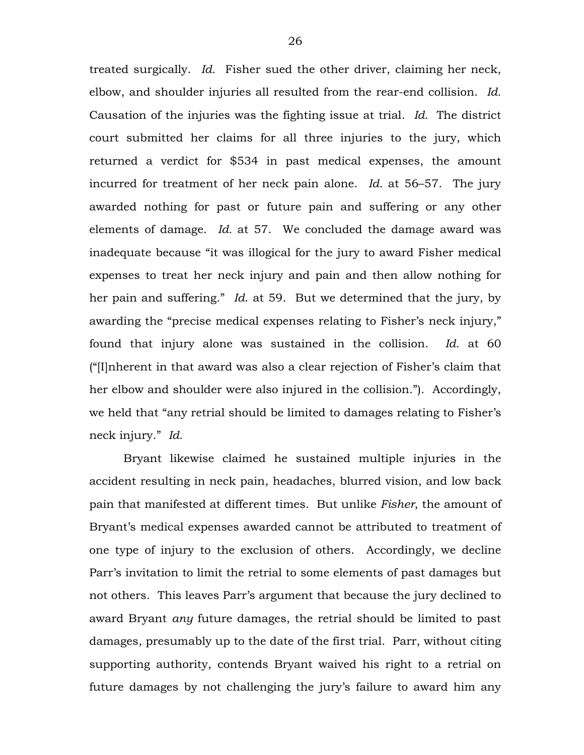treated surgically. *Id.* Fisher sued the other driver, claiming her neck, elbow, and shoulder injuries all resulted from the rear-end collision. *Id.* Causation of the injuries was the fighting issue at trial. *Id.* The district court submitted her claims for all three injuries to the jury, which returned a verdict for $534 in past medical expenses, the amount incurred for treatment of her neck pain alone. *Id.* at 56–57. The jury awarded nothing for past or future pain and suffering or any other elements of damage. *Id.* at 57. We concluded the damage award was inadequate because "it was illogical for the jury to award Fisher medical expenses to treat her neck injury and pain and then allow nothing for her pain and suffering." *Id.* at 59. But we determined that the jury, by awarding the "precise medical expenses relating to Fisher's neck injury," found that injury alone was sustained in the collision. *Id.* at 60 ("[I]nherent in that award was also a clear rejection of Fisher's claim that her elbow and shoulder were also injured in the collision."). Accordingly, we held that "any retrial should be limited to damages relating to Fisher's neck injury." *Id.*

Bryant likewise claimed he sustained multiple injuries in the accident resulting in neck pain, headaches, blurred vision, and low back pain that manifested at different times. But unlike *Fisher*, the amount of Bryant's medical expenses awarded cannot be attributed to treatment of one type of injury to the exclusion of others. Accordingly, we decline Parr's invitation to limit the retrial to some elements of past damages but not others. This leaves Parr's argument that because the jury declined to award Bryant *any* future damages, the retrial should be limited to past damages, presumably up to the date of the first trial. Parr, without citing supporting authority, contends Bryant waived his right to a retrial on future damages by not challenging the jury's failure to award him any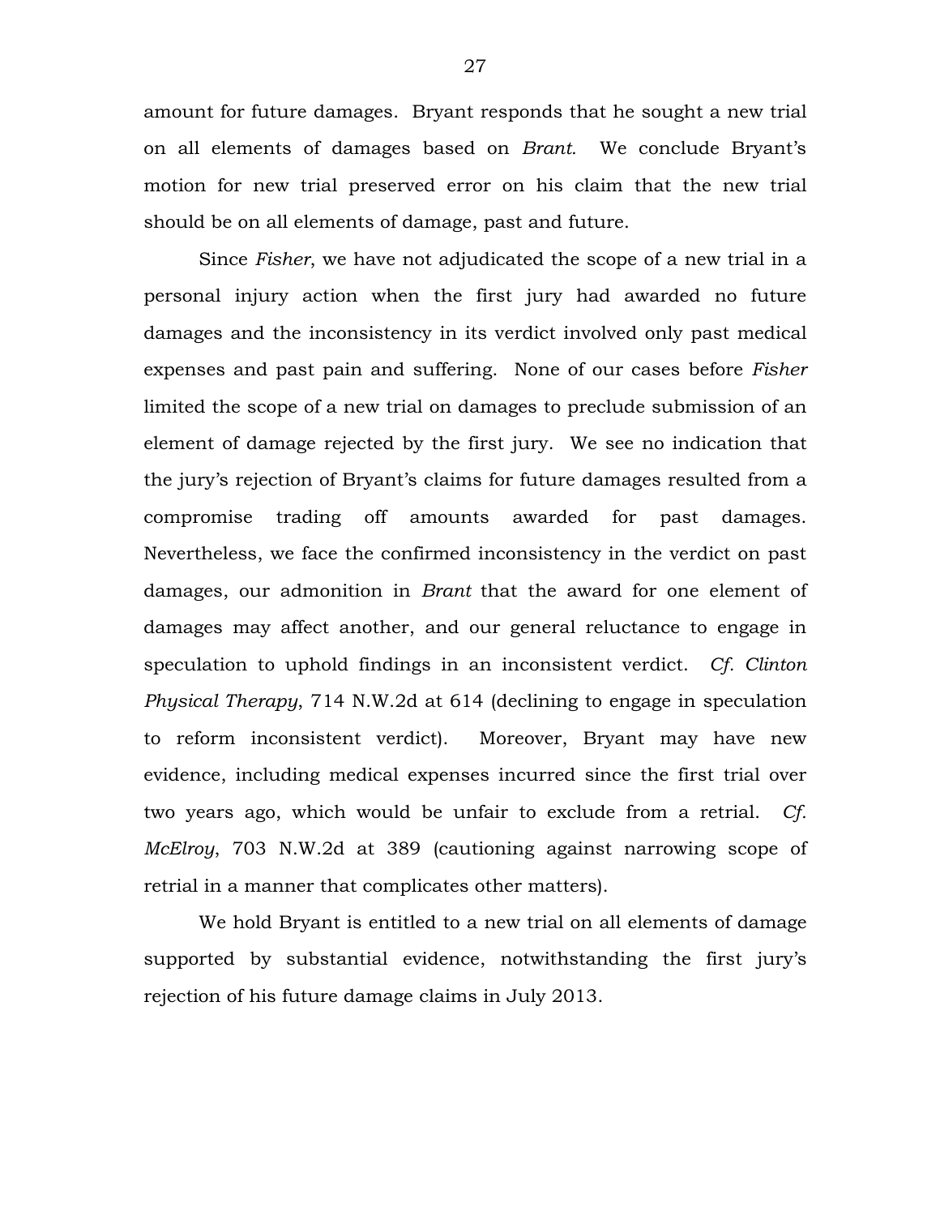amount for future damages. Bryant responds that he sought a new trial on all elements of damages based on *Brant.* We conclude Bryant's motion for new trial preserved error on his claim that the new trial should be on all elements of damage, past and future.

Since *Fisher*, we have not adjudicated the scope of a new trial in a personal injury action when the first jury had awarded no future damages and the inconsistency in its verdict involved only past medical expenses and past pain and suffering. None of our cases before *Fisher* limited the scope of a new trial on damages to preclude submission of an element of damage rejected by the first jury. We see no indication that the jury's rejection of Bryant's claims for future damages resulted from a compromise trading off amounts awarded for past damages. Nevertheless, we face the confirmed inconsistency in the verdict on past damages, our admonition in *Brant* that the award for one element of damages may affect another, and our general reluctance to engage in speculation to uphold findings in an inconsistent verdict. *Cf. Clinton Physical Therapy*, 714 N.W.2d at 614 (declining to engage in speculation to reform inconsistent verdict). Moreover, Bryant may have new evidence, including medical expenses incurred since the first trial over two years ago, which would be unfair to exclude from a retrial. *Cf. McElroy*, 703 N.W.2d at 389 (cautioning against narrowing scope of retrial in a manner that complicates other matters).

We hold Bryant is entitled to a new trial on all elements of damage supported by substantial evidence, notwithstanding the first jury's rejection of his future damage claims in July 2013.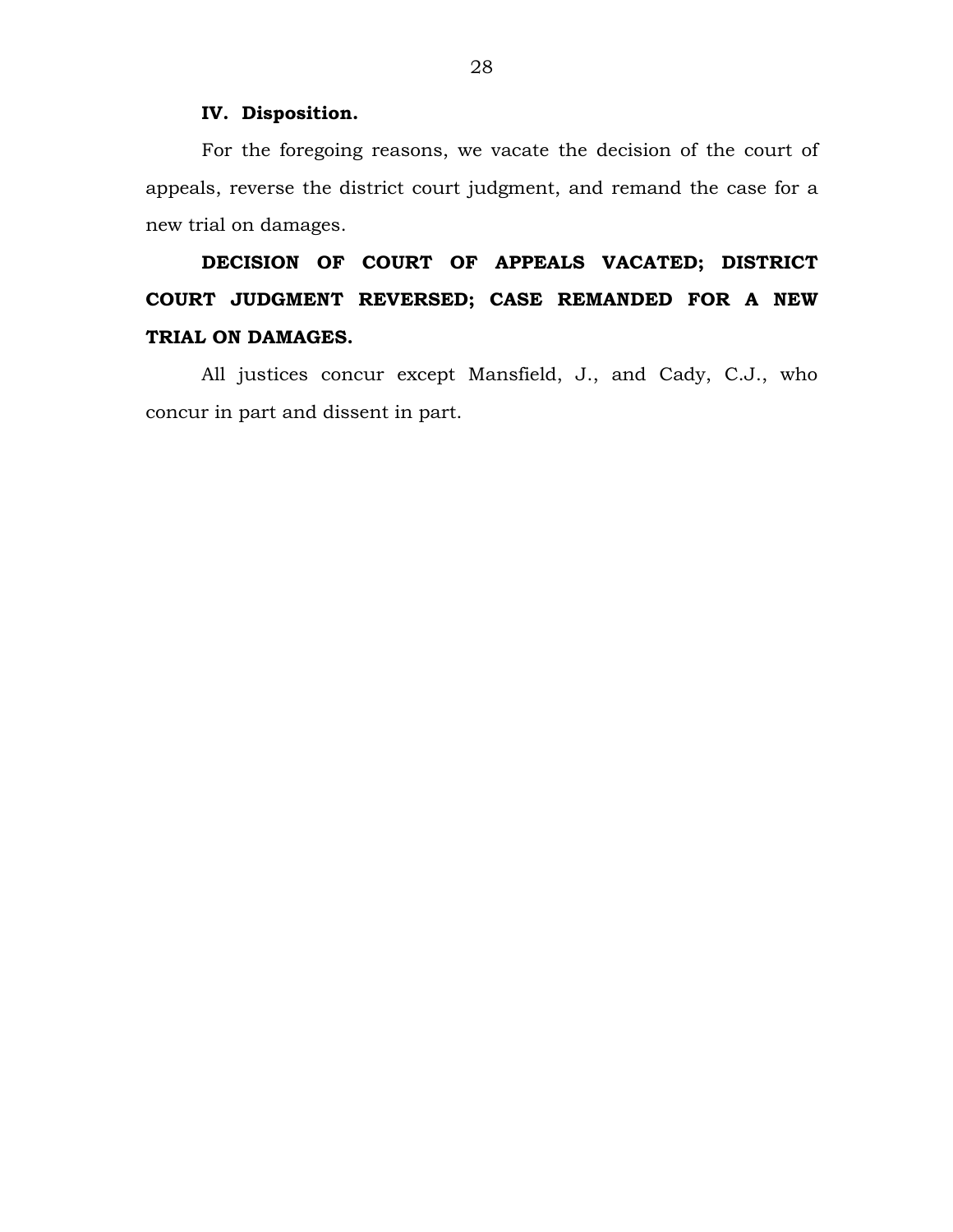## IV. Disposition.

For the foregoing reasons, we vacate the decision of the court of appeals, reverse the district court judgment, and remand the case for a new trial on damages.

**DECISION OF COURT OF APPEALS VACATED; DISTRICT COURT JUDGMENT REVERSED; CASE REMANDED FOR A NEW TRIAL ON DAMAGES.**

All justices concur except Mansfield, J., and Cady, C.J., who concur in part and dissent in part.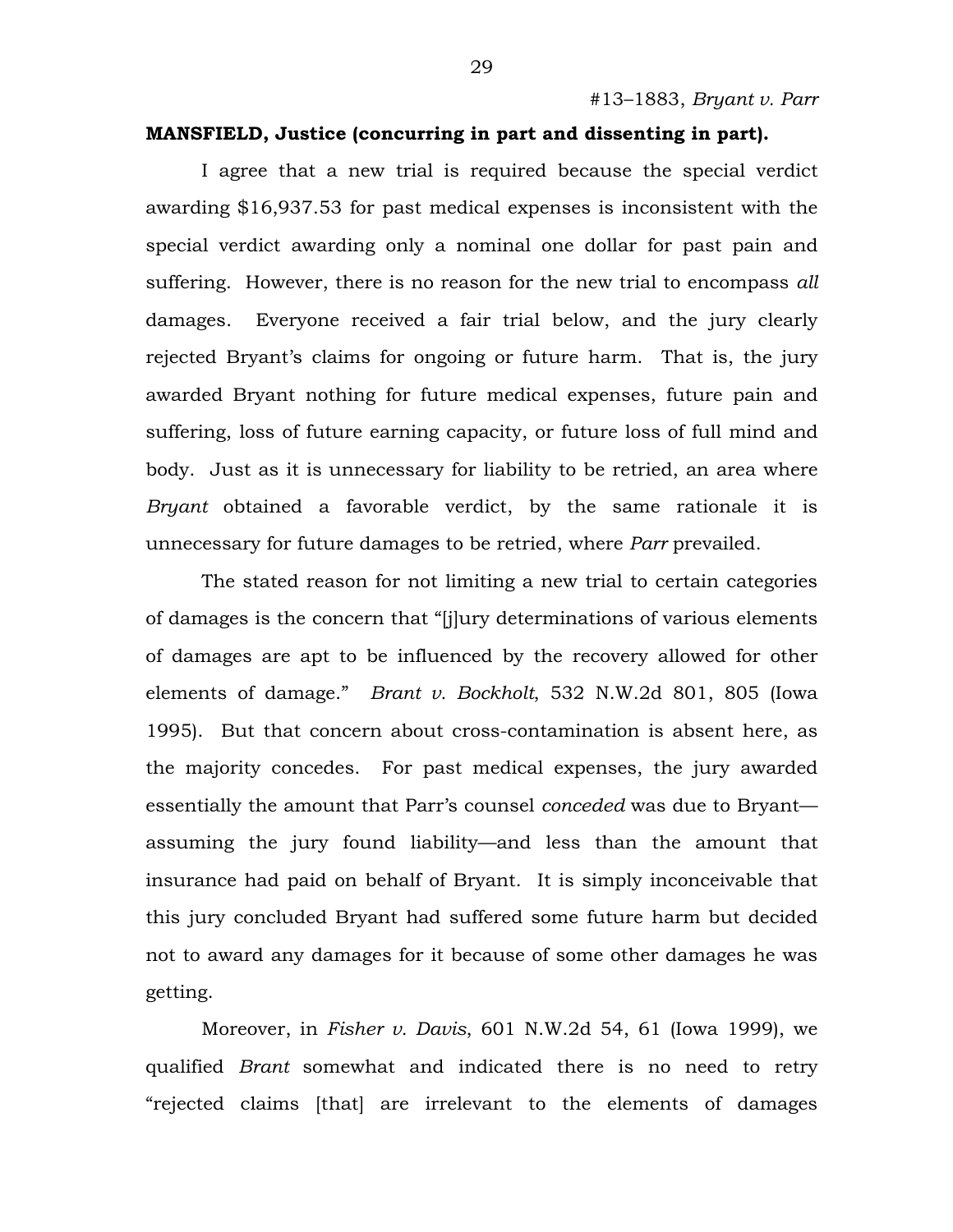**MANSFIELD, Justice (concurring in part and dissenting in part).**

I agree that a new trial is required because the special verdict awarding $16,937.53 for past medical expenses is inconsistent with the special verdict awarding only a nominal one dollar for past pain and suffering. However, there is no reason for the new trial to encompass *all* damages. Everyone received a fair trial below, and the jury clearly rejected Bryant's claims for ongoing or future harm. That is, the jury awarded Bryant nothing for future medical expenses, future pain and suffering, loss of future earning capacity, or future loss of full mind and body. Just as it is unnecessary for liability to be retried, an area where *Bryant* obtained a favorable verdict, by the same rationale it is unnecessary for future damages to be retried, where *Parr* prevailed.

The stated reason for not limiting a new trial to certain categories of damages is the concern that "[j]ury determinations of various elements of damages are apt to be influenced by the recovery allowed for other elements of damage." *Brant v. Bockholt*, 532 N.W.2d 801, 805 (Iowa 1995). But that concern about cross-contamination is absent here, as the majority concedes. For past medical expenses, the jury awarded essentially the amount that Parr's counsel *conceded* was due to Bryant—assuming the jury found liability—and less than the amount that insurance had paid on behalf of Bryant. It is simply inconceivable that this jury concluded Bryant had suffered some future harm but decided not to award any damages for it because of some other damages he was getting.

Moreover, in *Fisher v. Davis*, 601 N.W.2d 54, 61 (Iowa 1999), we qualified *Brant* somewhat and indicated there is no need to retry "rejected claims [that] are irrelevant to the elements of damages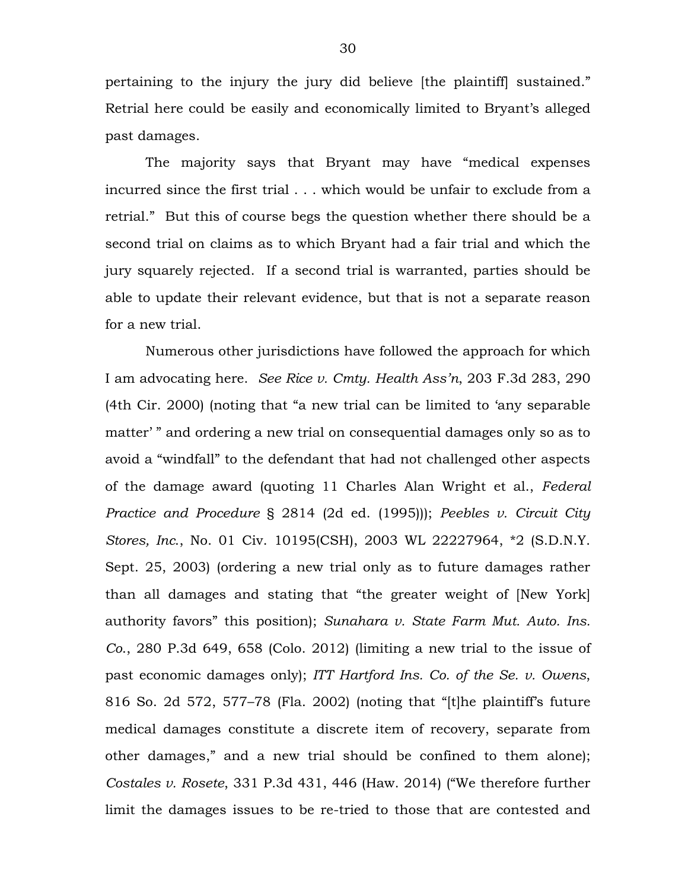pertaining to the injury the jury did believe [the plaintiff] sustained." Retrial here could be easily and economically limited to Bryant's alleged past damages.

The majority says that Bryant may have "medical expenses incurred since the first trial . . . which would be unfair to exclude from a retrial." But this of course begs the question whether there should be a second trial on claims as to which Bryant had a fair trial and which the jury squarely rejected. If a second trial is warranted, parties should be able to update their relevant evidence, but that is not a separate reason for a new trial.

Numerous other jurisdictions have followed the approach for which I am advocating here. *See Rice v. Cmty. Health Ass'n*, 203 F.3d 283, 290 (4th Cir. 2000) (noting that "a new trial can be limited to 'any separable matter' " and ordering a new trial on consequential damages only so as to avoid a "windfall" to the defendant that had not challenged other aspects of the damage award (quoting 11 Charles Alan Wright et al., *Federal Practice and Procedure* § 2814 (2d ed. (1995))); *Peebles v. Circuit City Stores, Inc.*, No. 01 Civ. 10195(CSH), 2003 WL 22227964, *2 (S.D.N.Y. Sept. 25, 2003) (ordering a new trial only as to future damages rather than all damages and stating that "the greater weight of [New York] authority favors" this position); *Sunahara v. State Farm Mut. Auto. Ins. Co.*, 280 P.3d 649, 658 (Colo. 2012) (limiting a new trial to the issue of past economic damages only); *ITT Hartford Ins. Co. of the Se. v. Owens*, 816 So. 2d 572, 577–78 (Fla. 2002) (noting that "[t]he plaintiff's future medical damages constitute a discrete item of recovery, separate from other damages," and a new trial should be confined to them alone); *Costales v. Rosete*, 331 P.3d 431, 446 (Haw. 2014) ("We therefore further limit the damages issues to be re-tried to those that are contested and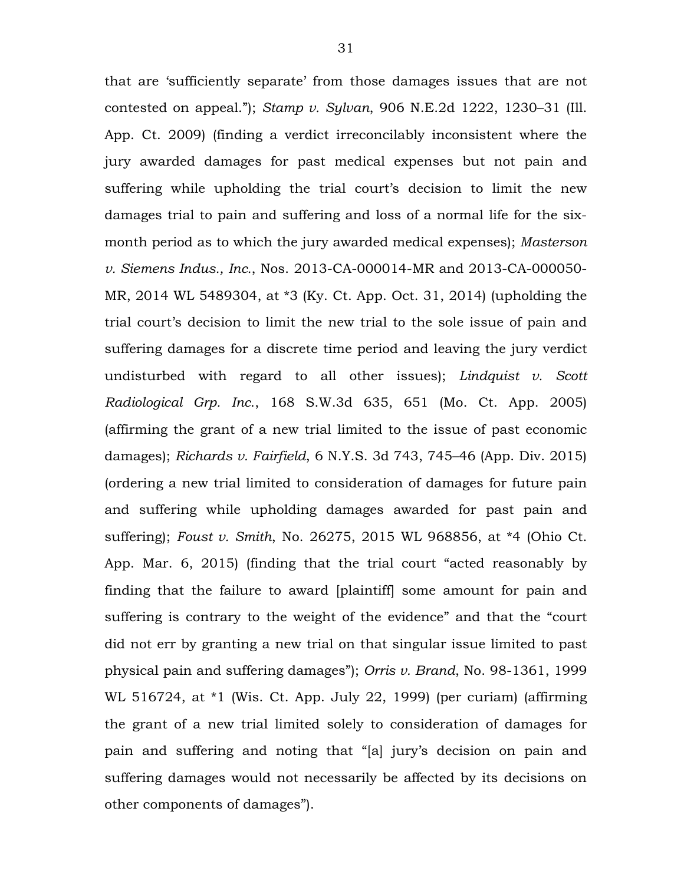that are 'sufficiently separate' from those damages issues that are not contested on appeal."); *Stamp v. Sylvan*, 906 N.E.2d 1222, 1230–31 (Ill. App. Ct. 2009) (finding a verdict irreconcilably inconsistent where the jury awarded damages for past medical expenses but not pain and suffering while upholding the trial court's decision to limit the new damages trial to pain and suffering and loss of a normal life for the six-month period as to which the jury awarded medical expenses); *Masterson v. Siemens Indus., Inc.*, Nos. 2013-CA-000014-MR and 2013-CA-000050-MR, 2014 WL 5489304, at *3 (Ky. Ct. App. Oct. 31, 2014) (upholding the trial court's decision to limit the new trial to the sole issue of pain and suffering damages for a discrete time period and leaving the jury verdict undisturbed with regard to all other issues); *Lindquist v. Scott Radiological Grp. Inc.*, 168 S.W.3d 635, 651 (Mo. Ct. App. 2005) (affirming the grant of a new trial limited to the issue of past economic damages); *Richards v. Fairfield*, 6 N.Y.S. 3d 743, 745–46 (App. Div. 2015) (ordering a new trial limited to consideration of damages for future pain and suffering while upholding damages awarded for past pain and suffering); *Foust v. Smith*, No. 26275, 2015 WL 968856, at *4 (Ohio Ct. App. Mar. 6, 2015) (finding that the trial court "acted reasonably by finding that the failure to award [plaintiff] some amount for pain and suffering is contrary to the weight of the evidence" and that the "court did not err by granting a new trial on that singular issue limited to past physical pain and suffering damages"); *Orris v. Brand*, No. 98-1361, 1999 WL 516724, at *1 (Wis. Ct. App. July 22, 1999) (per curiam) (affirming the grant of a new trial limited solely to consideration of damages for pain and suffering and noting that "[a] jury's decision on pain and suffering damages would not necessarily be affected by its decisions on other components of damages").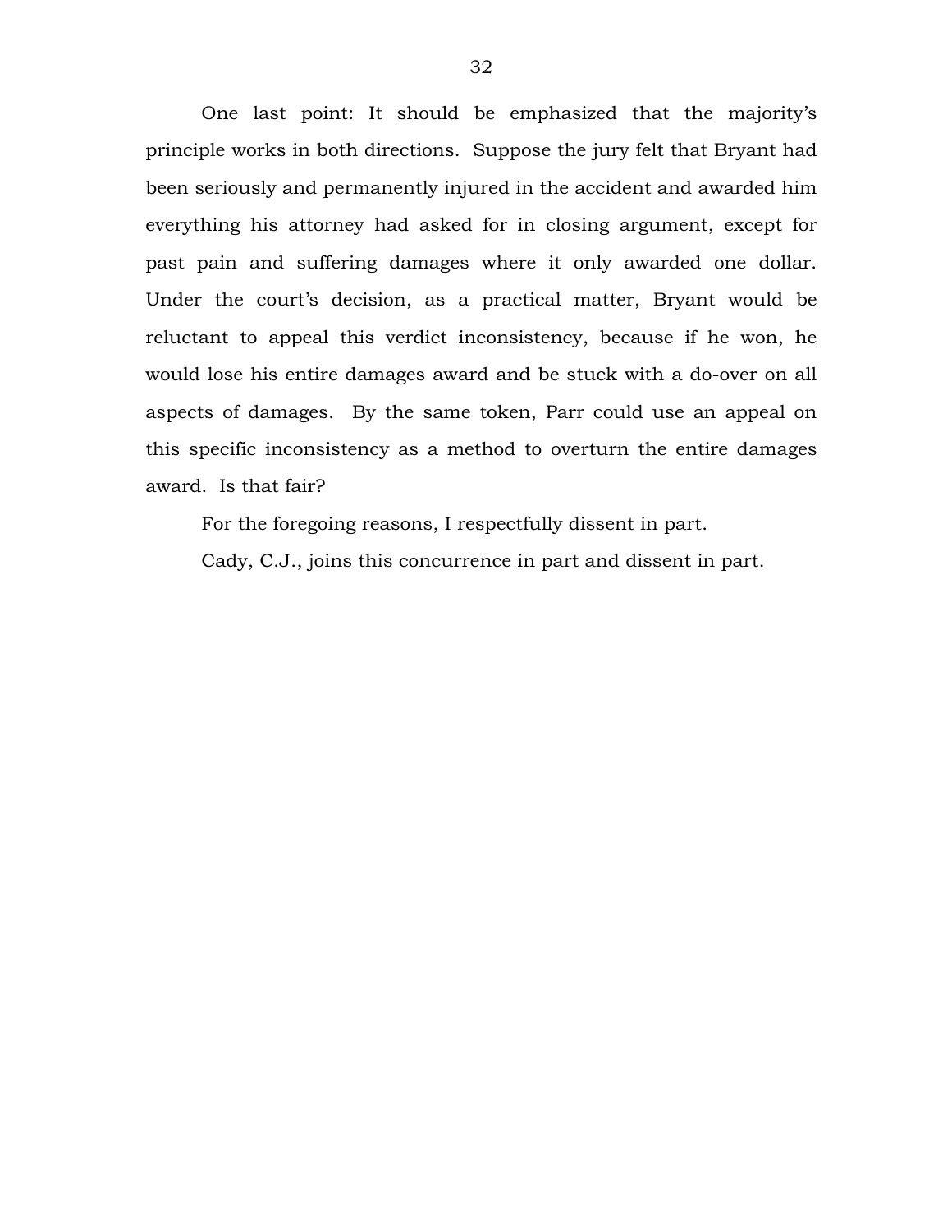One last point: It should be emphasized that the majority's principle works in both directions. Suppose the jury felt that Bryant had been seriously and permanently injured in the accident and awarded him everything his attorney had asked for in closing argument, except for past pain and suffering damages where it only awarded one dollar. Under the court's decision, as a practical matter, Bryant would be reluctant to appeal this verdict inconsistency, because if he won, he would lose his entire damages award and be stuck with a do-over on all aspects of damages. By the same token, Parr could use an appeal on this specific inconsistency as a method to overturn the entire damages award. Is that fair?

For the foregoing reasons, I respectfully dissent in part.

Cady, C.J., joins this concurrence in part and dissent in part.